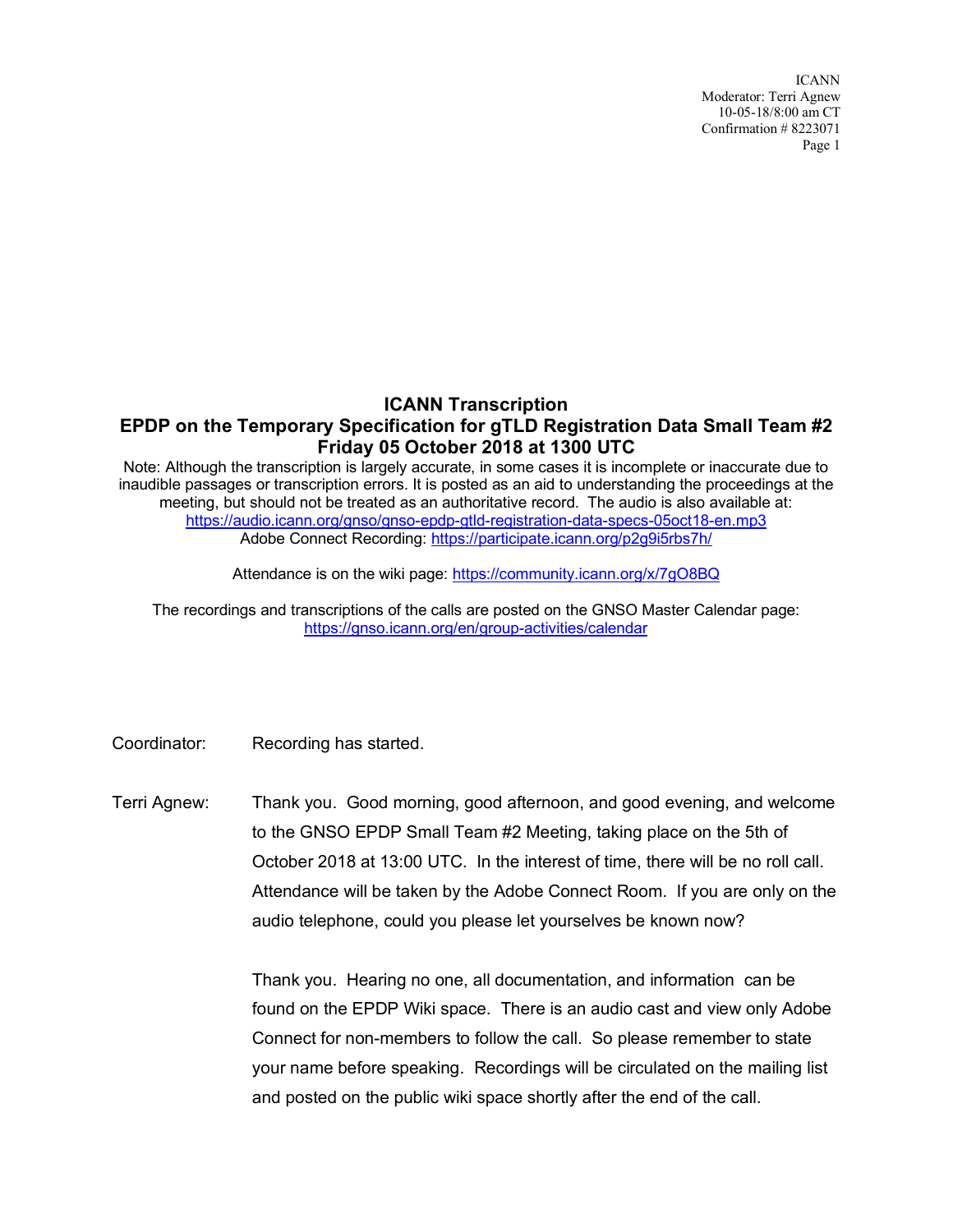# ICANN Transcription

## EPDP on the Temporary Specification for gTLD Registration Data Small Team #2

## Friday 05 October 2018 at 1300 UTC

Note: Although the transcription is largely accurate, in some cases it is incomplete or inaccurate due to inaudible passages or transcription errors. It is posted as an aid to understanding the proceedings at the meeting, but should not be treated as an authoritative record. The audio is also available at: https://audio.icann.org/gnso/gnso-epdp-gtld-registration-data-specs-05oct18-en.mp3
Adobe Connect Recording: https://participate.icann.org/p2g9i5rbs7h/

Attendance is on the wiki page: https://community.icann.org/x/7gO8BQ

The recordings and transcriptions of the calls are posted on the GNSO Master Calendar page: https://gnso.icann.org/en/group-activities/calendar

Coordinator: Recording has started.

Terri Agnew: Thank you. Good morning, good afternoon, and good evening, and welcome to the GNSO EPDP Small Team #2 Meeting, taking place on the 5th of October 2018 at 13:00 UTC. In the interest of time, there will be no roll call. Attendance will be taken by the Adobe Connect Room. If you are only on the audio telephone, could you please let yourselves be known now?

Thank you. Hearing no one, all documentation, and information can be found on the EPDP Wiki space. There is an audio cast and view only Adobe Connect for non-members to follow the call. So please remember to state your name before speaking. Recordings will be circulated on the mailing list and posted on the public wiki space shortly after the end of the call.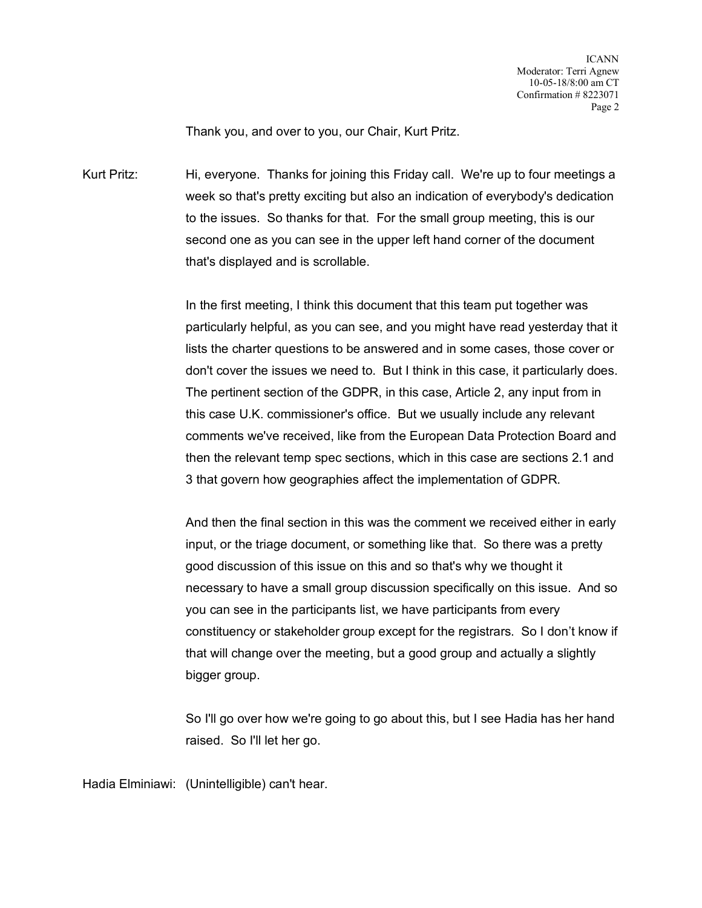Thank you, and over to you, our Chair, Kurt Pritz.

Kurt Pritz: Hi, everyone. Thanks for joining this Friday call. We're up to four meetings a week so that's pretty exciting but also an indication of everybody's dedication to the issues. So thanks for that. For the small group meeting, this is our second one as you can see in the upper left hand corner of the document that's displayed and is scrollable.

In the first meeting, I think this document that this team put together was particularly helpful, as you can see, and you might have read yesterday that it lists the charter questions to be answered and in some cases, those cover or don't cover the issues we need to. But I think in this case, it particularly does. The pertinent section of the GDPR, in this case, Article 2, any input from in this case U.K. commissioner's office. But we usually include any relevant comments we've received, like from the European Data Protection Board and then the relevant temp spec sections, which in this case are sections 2.1 and 3 that govern how geographies affect the implementation of GDPR.

And then the final section in this was the comment we received either in early input, or the triage document, or something like that. So there was a pretty good discussion of this issue on this and so that's why we thought it necessary to have a small group discussion specifically on this issue. And so you can see in the participants list, we have participants from every constituency or stakeholder group except for the registrars. So I don't know if that will change over the meeting, but a good group and actually a slightly bigger group.

So I'll go over how we're going to go about this, but I see Hadia has her hand raised. So I'll let her go.

Hadia Elminiawi: (Unintelligible) can't hear.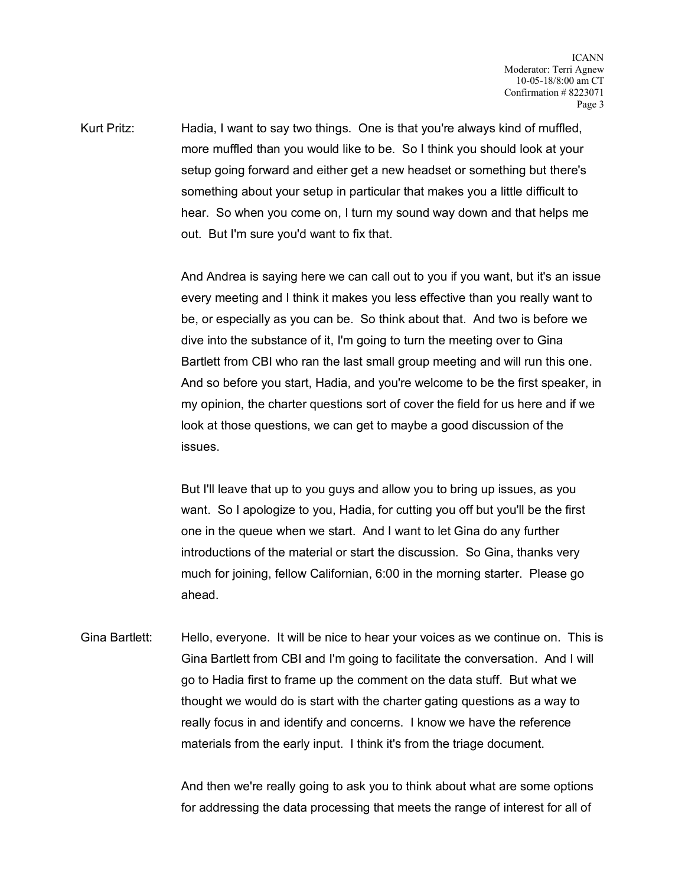Kurt Pritz: Hadia, I want to say two things. One is that you're always kind of muffled, more muffled than you would like to be. So I think you should look at your setup going forward and either get a new headset or something but there's something about your setup in particular that makes you a little difficult to hear. So when you come on, I turn my sound way down and that helps me out. But I'm sure you'd want to fix that.

And Andrea is saying here we can call out to you if you want, but it's an issue every meeting and I think it makes you less effective than you really want to be, or especially as you can be. So think about that. And two is before we dive into the substance of it, I'm going to turn the meeting over to Gina Bartlett from CBI who ran the last small group meeting and will run this one. And so before you start, Hadia, and you're welcome to be the first speaker, in my opinion, the charter questions sort of cover the field for us here and if we look at those questions, we can get to maybe a good discussion of the issues.

But I'll leave that up to you guys and allow you to bring up issues, as you want. So I apologize to you, Hadia, for cutting you off but you'll be the first one in the queue when we start. And I want to let Gina do any further introductions of the material or start the discussion. So Gina, thanks very much for joining, fellow Californian, 6:00 in the morning starter. Please go ahead.

Gina Bartlett: Hello, everyone. It will be nice to hear your voices as we continue on. This is Gina Bartlett from CBI and I'm going to facilitate the conversation. And I will go to Hadia first to frame up the comment on the data stuff. But what we thought we would do is start with the charter gating questions as a way to really focus in and identify and concerns. I know we have the reference materials from the early input. I think it's from the triage document.

And then we're really going to ask you to think about what are some options for addressing the data processing that meets the range of interest for all of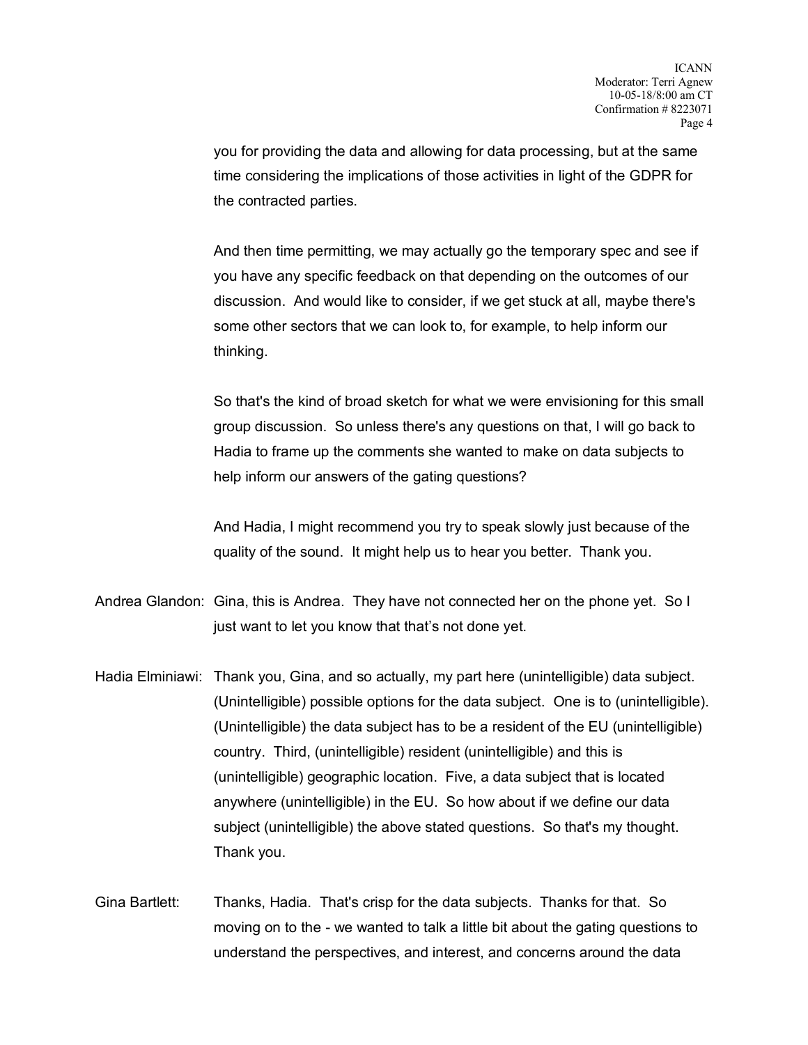you for providing the data and allowing for data processing, but at the same time considering the implications of those activities in light of the GDPR for the contracted parties.

And then time permitting, we may actually go the temporary spec and see if you have any specific feedback on that depending on the outcomes of our discussion. And would like to consider, if we get stuck at all, maybe there's some other sectors that we can look to, for example, to help inform our thinking.

So that's the kind of broad sketch for what we were envisioning for this small group discussion. So unless there's any questions on that, I will go back to Hadia to frame up the comments she wanted to make on data subjects to help inform our answers of the gating questions?

And Hadia, I might recommend you try to speak slowly just because of the quality of the sound. It might help us to hear you better. Thank you.

Andrea Glandon: Gina, this is Andrea. They have not connected her on the phone yet. So I just want to let you know that that's not done yet.

Hadia Elminiawi: Thank you, Gina, and so actually, my part here (unintelligible) data subject. (Unintelligible) possible options for the data subject. One is to (unintelligible). (Unintelligible) the data subject has to be a resident of the EU (unintelligible) country. Third, (unintelligible) resident (unintelligible) and this is (unintelligible) geographic location. Five, a data subject that is located anywhere (unintelligible) in the EU. So how about if we define our data subject (unintelligible) the above stated questions. So that's my thought. Thank you.

Gina Bartlett: Thanks, Hadia. That's crisp for the data subjects. Thanks for that. So moving on to the - we wanted to talk a little bit about the gating questions to understand the perspectives, and interest, and concerns around the data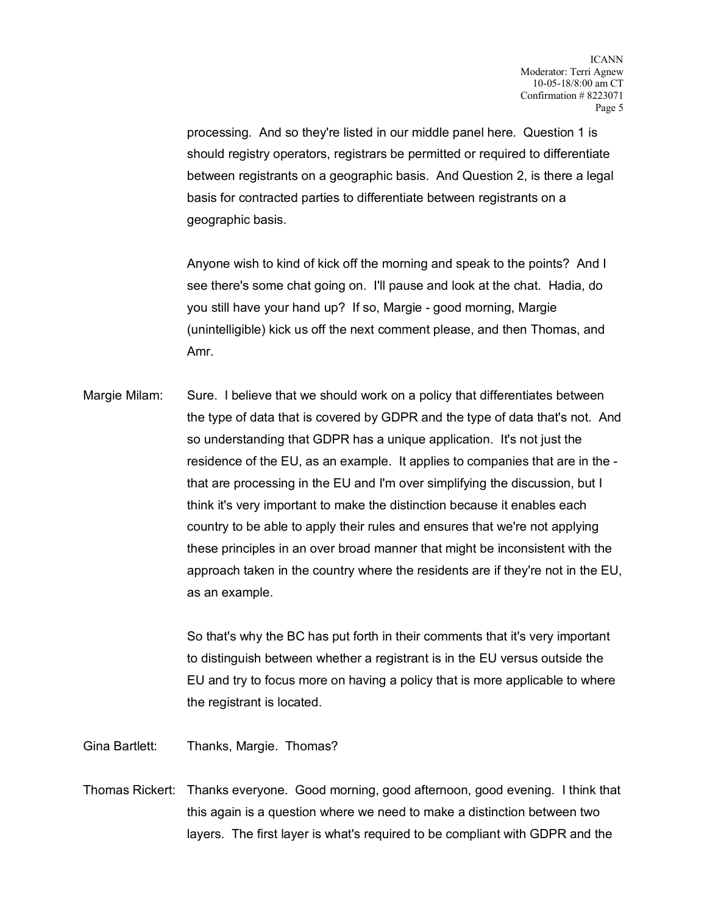processing. And so they're listed in our middle panel here. Question 1 is should registry operators, registrars be permitted or required to differentiate between registrants on a geographic basis. And Question 2, is there a legal basis for contracted parties to differentiate between registrants on a geographic basis.

Anyone wish to kind of kick off the morning and speak to the points? And I see there's some chat going on. I'll pause and look at the chat. Hadia, do you still have your hand up? If so, Margie - good morning, Margie (unintelligible) kick us off the next comment please, and then Thomas, and Amr.

Margie Milam: Sure. I believe that we should work on a policy that differentiates between the type of data that is covered by GDPR and the type of data that's not. And so understanding that GDPR has a unique application. It's not just the residence of the EU, as an example. It applies to companies that are in the - that are processing in the EU and I'm over simplifying the discussion, but I think it's very important to make the distinction because it enables each country to be able to apply their rules and ensures that we're not applying these principles in an over broad manner that might be inconsistent with the approach taken in the country where the residents are if they're not in the EU, as an example.

So that's why the BC has put forth in their comments that it's very important to distinguish between whether a registrant is in the EU versus outside the EU and try to focus more on having a policy that is more applicable to where the registrant is located.

Gina Bartlett: Thanks, Margie. Thomas?

Thomas Rickert: Thanks everyone. Good morning, good afternoon, good evening. I think that this again is a question where we need to make a distinction between two layers. The first layer is what's required to be compliant with GDPR and the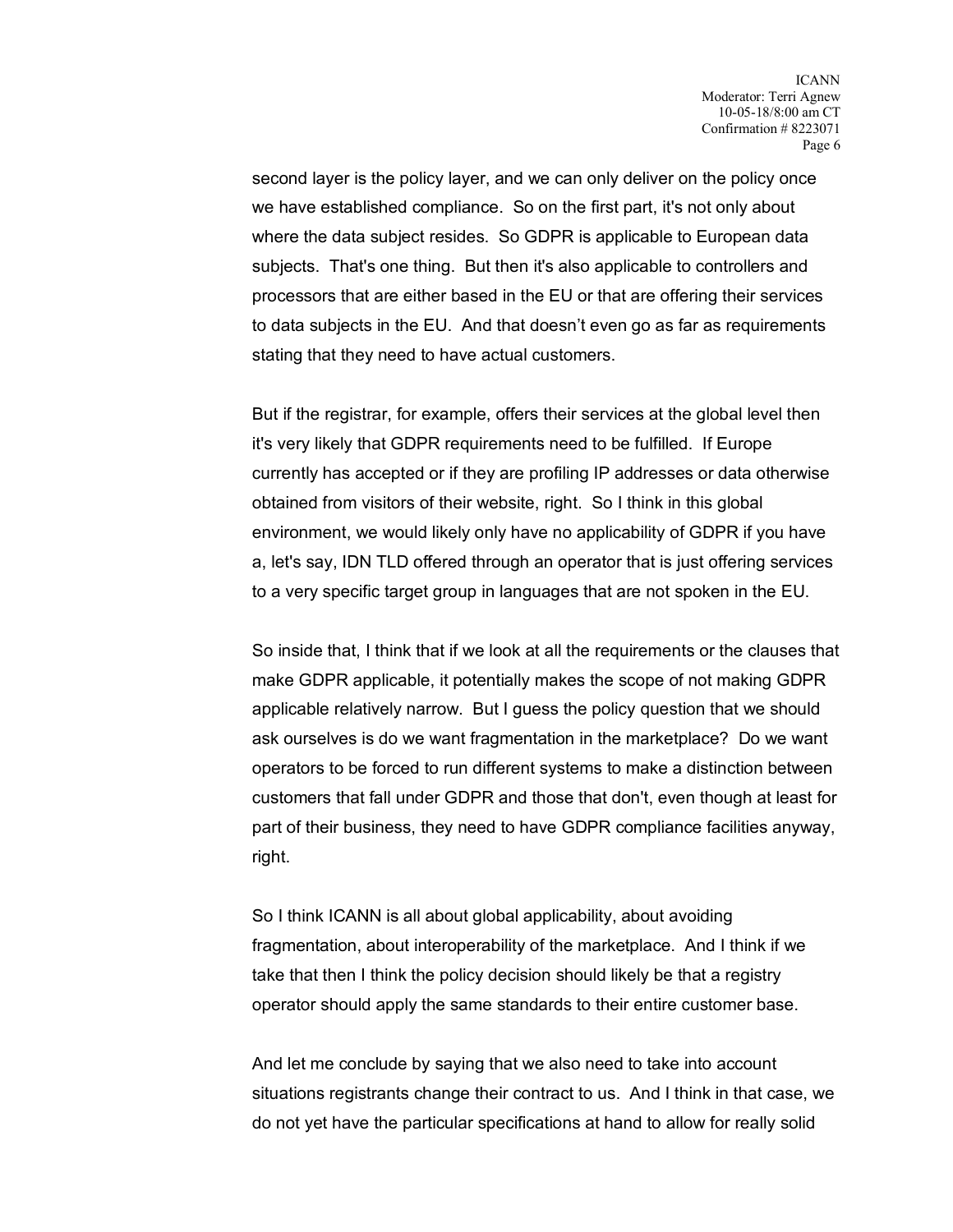second layer is the policy layer, and we can only deliver on the policy once we have established compliance. So on the first part, it's not only about where the data subject resides. So GDPR is applicable to European data subjects. That's one thing. But then it's also applicable to controllers and processors that are either based in the EU or that are offering their services to data subjects in the EU. And that doesn't even go as far as requirements stating that they need to have actual customers.

But if the registrar, for example, offers their services at the global level then it's very likely that GDPR requirements need to be fulfilled. If Europe currently has accepted or if they are profiling IP addresses or data otherwise obtained from visitors of their website, right. So I think in this global environment, we would likely only have no applicability of GDPR if you have a, let's say, IDN TLD offered through an operator that is just offering services to a very specific target group in languages that are not spoken in the EU.

So inside that, I think that if we look at all the requirements or the clauses that make GDPR applicable, it potentially makes the scope of not making GDPR applicable relatively narrow. But I guess the policy question that we should ask ourselves is do we want fragmentation in the marketplace? Do we want operators to be forced to run different systems to make a distinction between customers that fall under GDPR and those that don't, even though at least for part of their business, they need to have GDPR compliance facilities anyway, right.

So I think ICANN is all about global applicability, about avoiding fragmentation, about interoperability of the marketplace. And I think if we take that then I think the policy decision should likely be that a registry operator should apply the same standards to their entire customer base.

And let me conclude by saying that we also need to take into account situations registrants change their contract to us. And I think in that case, we do not yet have the particular specifications at hand to allow for really solid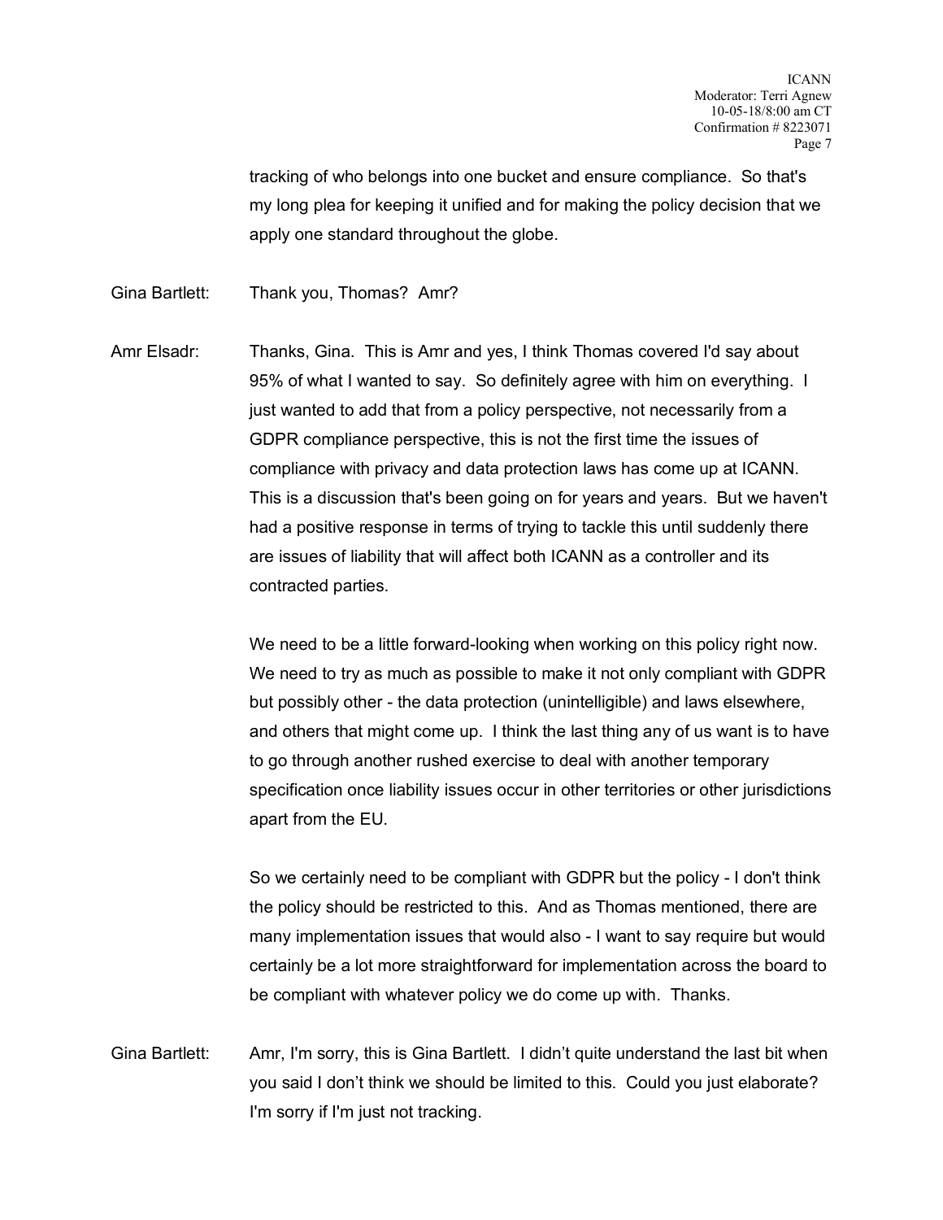tracking of who belongs into one bucket and ensure compliance. So that's my long plea for keeping it unified and for making the policy decision that we apply one standard throughout the globe.

Gina Bartlett: Thank you, Thomas? Amr?

Amr Elsadr: Thanks, Gina. This is Amr and yes, I think Thomas covered I'd say about 95% of what I wanted to say. So definitely agree with him on everything. I just wanted to add that from a policy perspective, not necessarily from a GDPR compliance perspective, this is not the first time the issues of compliance with privacy and data protection laws has come up at ICANN. This is a discussion that's been going on for years and years. But we haven't had a positive response in terms of trying to tackle this until suddenly there are issues of liability that will affect both ICANN as a controller and its contracted parties.

We need to be a little forward-looking when working on this policy right now. We need to try as much as possible to make it not only compliant with GDPR but possibly other - the data protection (unintelligible) and laws elsewhere, and others that might come up. I think the last thing any of us want is to have to go through another rushed exercise to deal with another temporary specification once liability issues occur in other territories or other jurisdictions apart from the EU.

So we certainly need to be compliant with GDPR but the policy - I don't think the policy should be restricted to this. And as Thomas mentioned, there are many implementation issues that would also - I want to say require but would certainly be a lot more straightforward for implementation across the board to be compliant with whatever policy we do come up with. Thanks.

Gina Bartlett: Amr, I'm sorry, this is Gina Bartlett. I didn't quite understand the last bit when you said I don't think we should be limited to this. Could you just elaborate? I'm sorry if I'm just not tracking.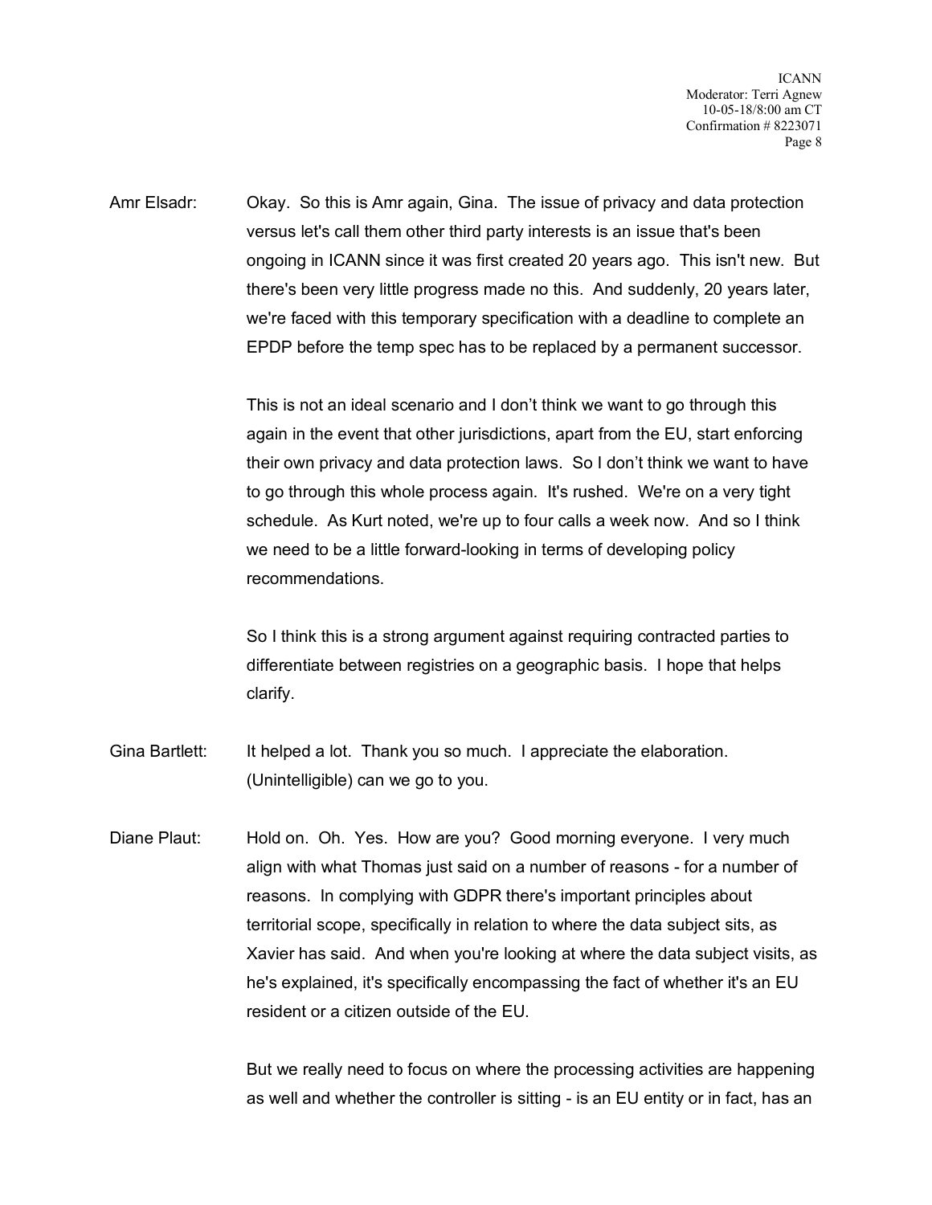Amr Elsadr: Okay. So this is Amr again, Gina. The issue of privacy and data protection versus let's call them other third party interests is an issue that's been ongoing in ICANN since it was first created 20 years ago. This isn't new. But there's been very little progress made no this. And suddenly, 20 years later, we're faced with this temporary specification with a deadline to complete an EPDP before the temp spec has to be replaced by a permanent successor.

This is not an ideal scenario and I don't think we want to go through this again in the event that other jurisdictions, apart from the EU, start enforcing their own privacy and data protection laws. So I don't think we want to have to go through this whole process again. It's rushed. We're on a very tight schedule. As Kurt noted, we're up to four calls a week now. And so I think we need to be a little forward-looking in terms of developing policy recommendations.

So I think this is a strong argument against requiring contracted parties to differentiate between registries on a geographic basis. I hope that helps clarify.

Gina Bartlett: It helped a lot. Thank you so much. I appreciate the elaboration. (Unintelligible) can we go to you.

Diane Plaut: Hold on. Oh. Yes. How are you? Good morning everyone. I very much align with what Thomas just said on a number of reasons - for a number of reasons. In complying with GDPR there's important principles about territorial scope, specifically in relation to where the data subject sits, as Xavier has said. And when you're looking at where the data subject visits, as he's explained, it's specifically encompassing the fact of whether it's an EU resident or a citizen outside of the EU.

But we really need to focus on where the processing activities are happening as well and whether the controller is sitting - is an EU entity or in fact, has an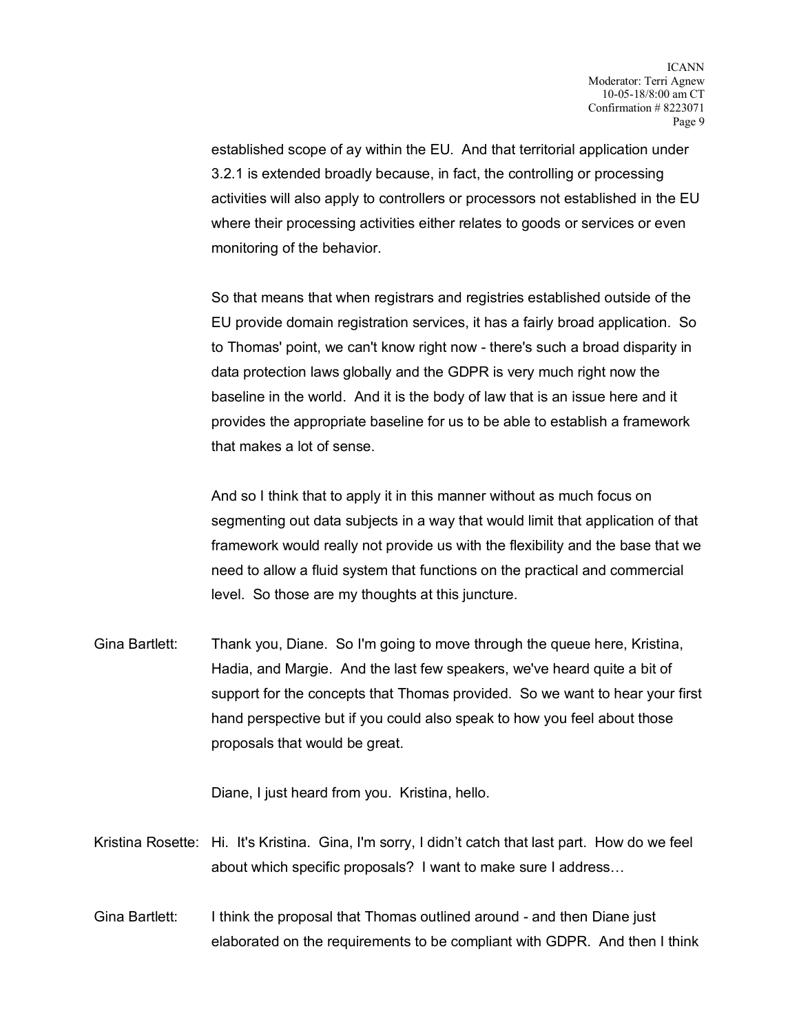established scope of ay within the EU. And that territorial application under 3.2.1 is extended broadly because, in fact, the controlling or processing activities will also apply to controllers or processors not established in the EU where their processing activities either relates to goods or services or even monitoring of the behavior.

So that means that when registrars and registries established outside of the EU provide domain registration services, it has a fairly broad application. So to Thomas' point, we can't know right now - there's such a broad disparity in data protection laws globally and the GDPR is very much right now the baseline in the world. And it is the body of law that is an issue here and it provides the appropriate baseline for us to be able to establish a framework that makes a lot of sense.

And so I think that to apply it in this manner without as much focus on segmenting out data subjects in a way that would limit that application of that framework would really not provide us with the flexibility and the base that we need to allow a fluid system that functions on the practical and commercial level. So those are my thoughts at this juncture.

Gina Bartlett: Thank you, Diane. So I'm going to move through the queue here, Kristina, Hadia, and Margie. And the last few speakers, we've heard quite a bit of support for the concepts that Thomas provided. So we want to hear your first hand perspective but if you could also speak to how you feel about those proposals that would be great.

Diane, I just heard from you. Kristina, hello.

Kristina Rosette: Hi. It's Kristina. Gina, I'm sorry, I didn't catch that last part. How do we feel about which specific proposals? I want to make sure I address…

Gina Bartlett: I think the proposal that Thomas outlined around - and then Diane just elaborated on the requirements to be compliant with GDPR. And then I think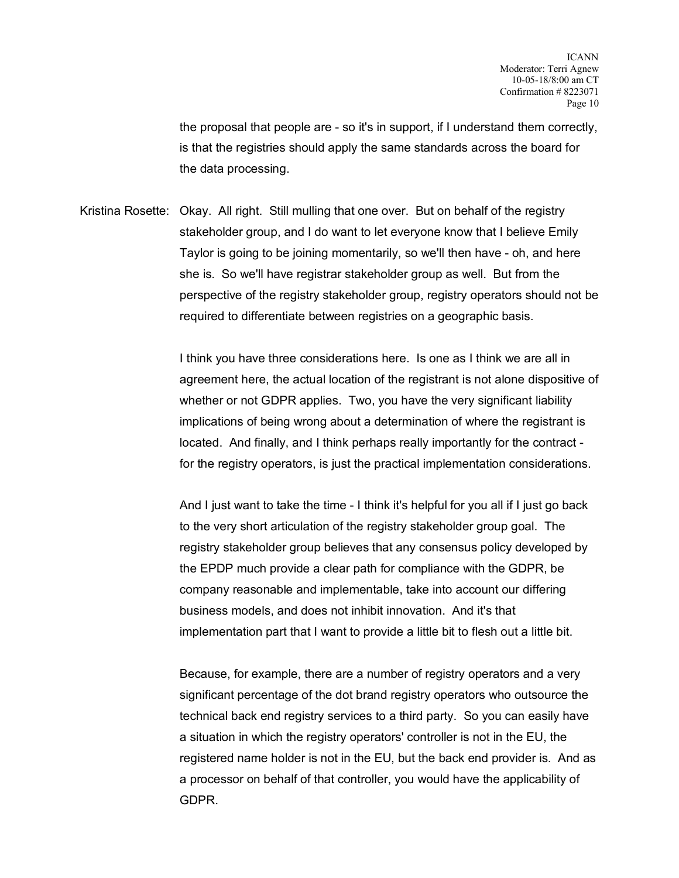the proposal that people are - so it's in support, if I understand them correctly, is that the registries should apply the same standards across the board for the data processing.

Kristina Rosette: Okay. All right. Still mulling that one over. But on behalf of the registry stakeholder group, and I do want to let everyone know that I believe Emily Taylor is going to be joining momentarily, so we'll then have - oh, and here she is. So we'll have registrar stakeholder group as well. But from the perspective of the registry stakeholder group, registry operators should not be required to differentiate between registries on a geographic basis.

I think you have three considerations here. Is one as I think we are all in agreement here, the actual location of the registrant is not alone dispositive of whether or not GDPR applies. Two, you have the very significant liability implications of being wrong about a determination of where the registrant is located. And finally, and I think perhaps really importantly for the contract - for the registry operators, is just the practical implementation considerations.

And I just want to take the time - I think it's helpful for you all if I just go back to the very short articulation of the registry stakeholder group goal. The registry stakeholder group believes that any consensus policy developed by the EPDP much provide a clear path for compliance with the GDPR, be company reasonable and implementable, take into account our differing business models, and does not inhibit innovation. And it's that implementation part that I want to provide a little bit to flesh out a little bit.

Because, for example, there are a number of registry operators and a very significant percentage of the dot brand registry operators who outsource the technical back end registry services to a third party. So you can easily have a situation in which the registry operators' controller is not in the EU, the registered name holder is not in the EU, but the back end provider is. And as a processor on behalf of that controller, you would have the applicability of GDPR.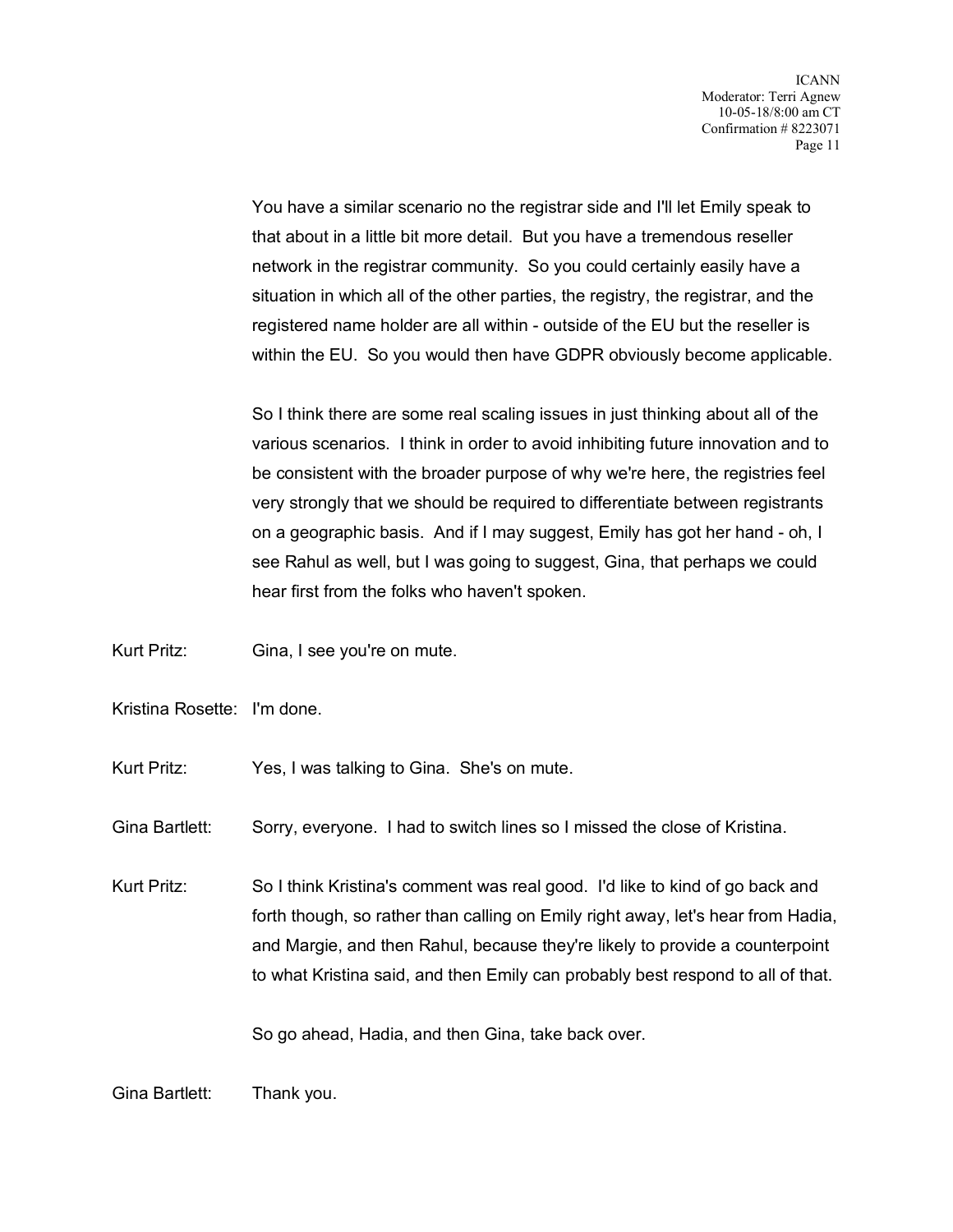You have a similar scenario no the registrar side and I'll let Emily speak to that about in a little bit more detail. But you have a tremendous reseller network in the registrar community. So you could certainly easily have a situation in which all of the other parties, the registry, the registrar, and the registered name holder are all within - outside of the EU but the reseller is within the EU. So you would then have GDPR obviously become applicable.

So I think there are some real scaling issues in just thinking about all of the various scenarios. I think in order to avoid inhibiting future innovation and to be consistent with the broader purpose of why we're here, the registries feel very strongly that we should be required to differentiate between registrants on a geographic basis. And if I may suggest, Emily has got her hand - oh, I see Rahul as well, but I was going to suggest, Gina, that perhaps we could hear first from the folks who haven't spoken.

Kurt Pritz: Gina, I see you're on mute.

Kristina Rosette: I'm done.

Kurt Pritz: Yes, I was talking to Gina. She's on mute.

Gina Bartlett: Sorry, everyone. I had to switch lines so I missed the close of Kristina.

Kurt Pritz: So I think Kristina's comment was real good. I'd like to kind of go back and forth though, so rather than calling on Emily right away, let's hear from Hadia, and Margie, and then Rahul, because they're likely to provide a counterpoint to what Kristina said, and then Emily can probably best respond to all of that.

So go ahead, Hadia, and then Gina, take back over.

Gina Bartlett: Thank you.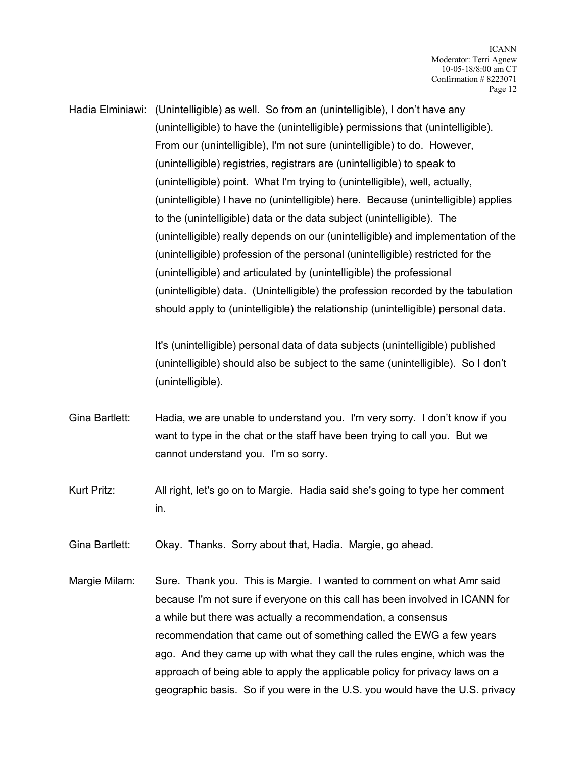Hadia Elminiawi: (Unintelligible) as well. So from an (unintelligible), I don't have any (unintelligible) to have the (unintelligible) permissions that (unintelligible). From our (unintelligible), I'm not sure (unintelligible) to do. However, (unintelligible) registries, registrars are (unintelligible) to speak to (unintelligible) point. What I'm trying to (unintelligible), well, actually, (unintelligible) I have no (unintelligible) here. Because (unintelligible) applies to the (unintelligible) data or the data subject (unintelligible). The (unintelligible) really depends on our (unintelligible) and implementation of the (unintelligible) profession of the personal (unintelligible) restricted for the (unintelligible) and articulated by (unintelligible) the professional (unintelligible) data. (Unintelligible) the profession recorded by the tabulation should apply to (unintelligible) the relationship (unintelligible) personal data.

It's (unintelligible) personal data of data subjects (unintelligible) published (unintelligible) should also be subject to the same (unintelligible). So I don't (unintelligible).

Gina Bartlett: Hadia, we are unable to understand you. I'm very sorry. I don't know if you want to type in the chat or the staff have been trying to call you. But we cannot understand you. I'm so sorry.

Kurt Pritz: All right, let's go on to Margie. Hadia said she's going to type her comment in.

Gina Bartlett: Okay. Thanks. Sorry about that, Hadia. Margie, go ahead.

Margie Milam: Sure. Thank you. This is Margie. I wanted to comment on what Amr said because I'm not sure if everyone on this call has been involved in ICANN for a while but there was actually a recommendation, a consensus recommendation that came out of something called the EWG a few years ago. And they came up with what they call the rules engine, which was the approach of being able to apply the applicable policy for privacy laws on a geographic basis. So if you were in the U.S. you would have the U.S. privacy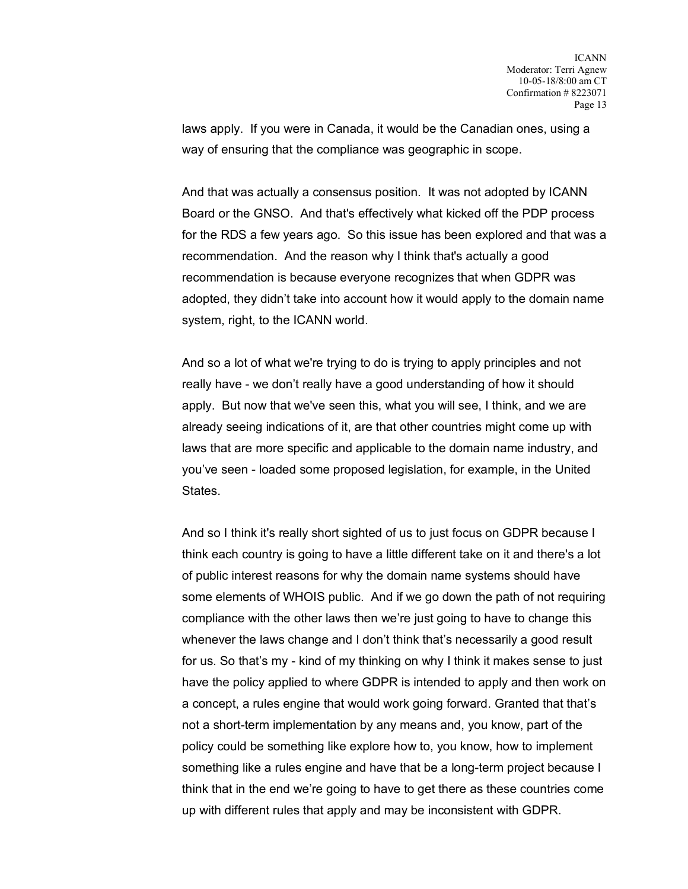laws apply. If you were in Canada, it would be the Canadian ones, using a way of ensuring that the compliance was geographic in scope.

And that was actually a consensus position. It was not adopted by ICANN Board or the GNSO. And that's effectively what kicked off the PDP process for the RDS a few years ago. So this issue has been explored and that was a recommendation. And the reason why I think that's actually a good recommendation is because everyone recognizes that when GDPR was adopted, they didn't take into account how it would apply to the domain name system, right, to the ICANN world.

And so a lot of what we're trying to do is trying to apply principles and not really have - we don't really have a good understanding of how it should apply. But now that we've seen this, what you will see, I think, and we are already seeing indications of it, are that other countries might come up with laws that are more specific and applicable to the domain name industry, and you've seen - loaded some proposed legislation, for example, in the United States.

And so I think it's really short sighted of us to just focus on GDPR because I think each country is going to have a little different take on it and there's a lot of public interest reasons for why the domain name systems should have some elements of WHOIS public. And if we go down the path of not requiring compliance with the other laws then we're just going to have to change this whenever the laws change and I don't think that's necessarily a good result for us. So that's my - kind of my thinking on why I think it makes sense to just have the policy applied to where GDPR is intended to apply and then work on a concept, a rules engine that would work going forward. Granted that that's not a short-term implementation by any means and, you know, part of the policy could be something like explore how to, you know, how to implement something like a rules engine and have that be a long-term project because I think that in the end we're going to have to get there as these countries come up with different rules that apply and may be inconsistent with GDPR.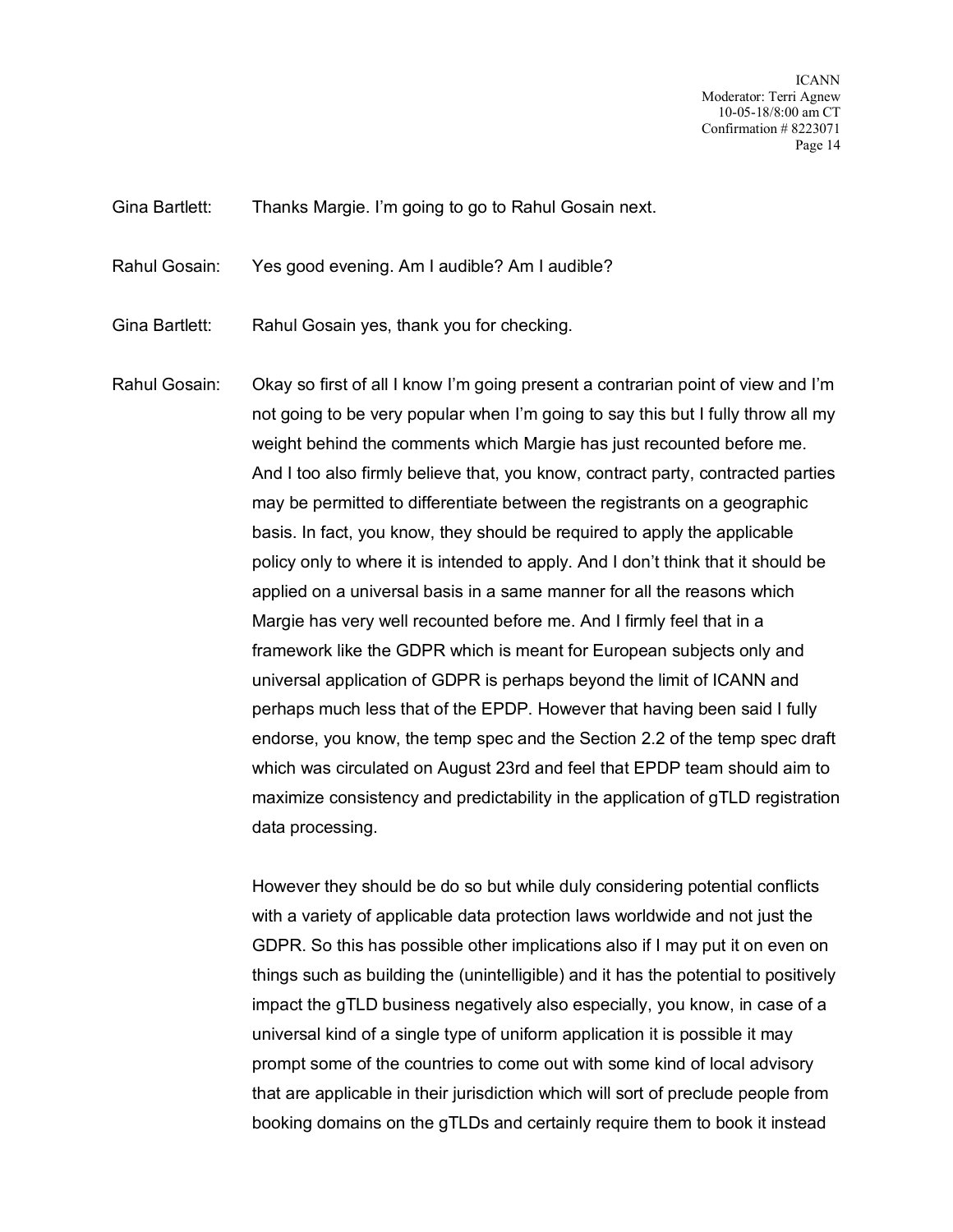Gina Bartlett: Thanks Margie. I'm going to go to Rahul Gosain next.

Rahul Gosain: Yes good evening. Am I audible? Am I audible?

Gina Bartlett: Rahul Gosain yes, thank you for checking.

Rahul Gosain: Okay so first of all I know I'm going present a contrarian point of view and I'm not going to be very popular when I'm going to say this but I fully throw all my weight behind the comments which Margie has just recounted before me. And I too also firmly believe that, you know, contract party, contracted parties may be permitted to differentiate between the registrants on a geographic basis. In fact, you know, they should be required to apply the applicable policy only to where it is intended to apply. And I don't think that it should be applied on a universal basis in a same manner for all the reasons which Margie has very well recounted before me. And I firmly feel that in a framework like the GDPR which is meant for European subjects only and universal application of GDPR is perhaps beyond the limit of ICANN and perhaps much less that of the EPDP. However that having been said I fully endorse, you know, the temp spec and the Section 2.2 of the temp spec draft which was circulated on August 23rd and feel that EPDP team should aim to maximize consistency and predictability in the application of gTLD registration data processing.

However they should be do so but while duly considering potential conflicts with a variety of applicable data protection laws worldwide and not just the GDPR. So this has possible other implications also if I may put it on even on things such as building the (unintelligible) and it has the potential to positively impact the gTLD business negatively also especially, you know, in case of a universal kind of a single type of uniform application it is possible it may prompt some of the countries to come out with some kind of local advisory that are applicable in their jurisdiction which will sort of preclude people from booking domains on the gTLDs and certainly require them to book it instead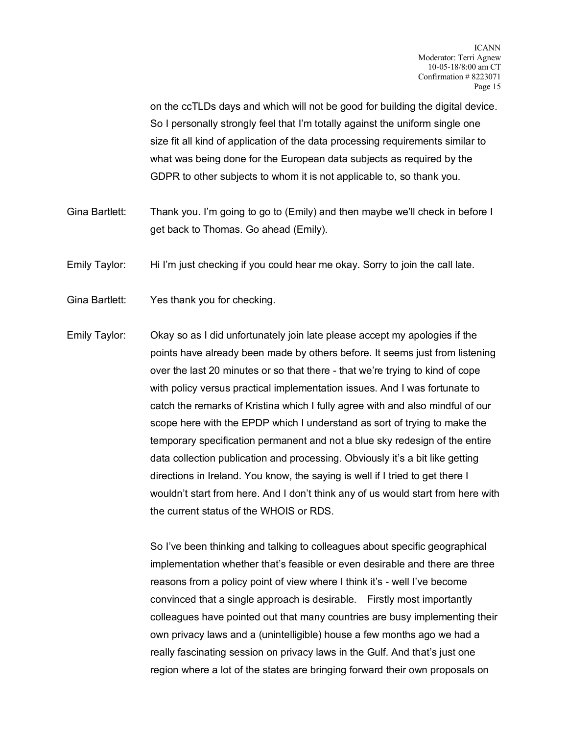on the ccTLDs days and which will not be good for building the digital device. So I personally strongly feel that I'm totally against the uniform single one size fit all kind of application of the data processing requirements similar to what was being done for the European data subjects as required by the GDPR to other subjects to whom it is not applicable to, so thank you.

Gina Bartlett: Thank you. I'm going to go to (Emily) and then maybe we'll check in before I get back to Thomas. Go ahead (Emily).

Emily Taylor: Hi I'm just checking if you could hear me okay. Sorry to join the call late.

Gina Bartlett: Yes thank you for checking.

Emily Taylor: Okay so as I did unfortunately join late please accept my apologies if the points have already been made by others before. It seems just from listening over the last 20 minutes or so that there - that we're trying to kind of cope with policy versus practical implementation issues. And I was fortunate to catch the remarks of Kristina which I fully agree with and also mindful of our scope here with the EPDP which I understand as sort of trying to make the temporary specification permanent and not a blue sky redesign of the entire data collection publication and processing. Obviously it's a bit like getting directions in Ireland. You know, the saying is well if I tried to get there I wouldn't start from here. And I don't think any of us would start from here with the current status of the WHOIS or RDS.

So I've been thinking and talking to colleagues about specific geographical implementation whether that's feasible or even desirable and there are three reasons from a policy point of view where I think it's - well I've become convinced that a single approach is desirable. Firstly most importantly colleagues have pointed out that many countries are busy implementing their own privacy laws and a (unintelligible) house a few months ago we had a really fascinating session on privacy laws in the Gulf. And that's just one region where a lot of the states are bringing forward their own proposals on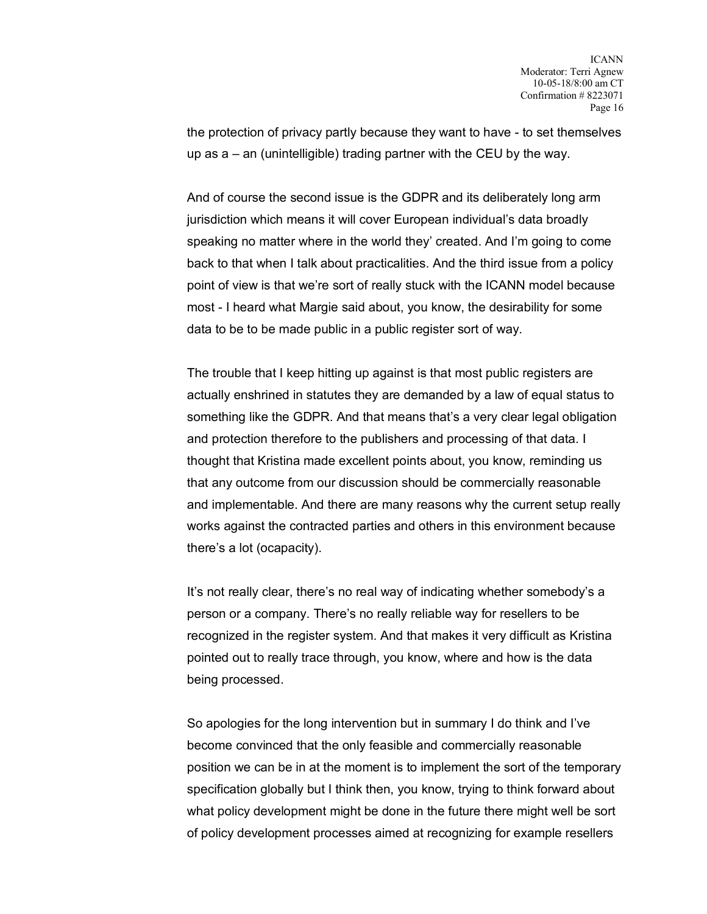the protection of privacy partly because they want to have - to set themselves up as a – an (unintelligible) trading partner with the CEU by the way.

And of course the second issue is the GDPR and its deliberately long arm jurisdiction which means it will cover European individual's data broadly speaking no matter where in the world they' created. And I'm going to come back to that when I talk about practicalities. And the third issue from a policy point of view is that we're sort of really stuck with the ICANN model because most - I heard what Margie said about, you know, the desirability for some data to be to be made public in a public register sort of way.

The trouble that I keep hitting up against is that most public registers are actually enshrined in statutes they are demanded by a law of equal status to something like the GDPR. And that means that's a very clear legal obligation and protection therefore to the publishers and processing of that data. I thought that Kristina made excellent points about, you know, reminding us that any outcome from our discussion should be commercially reasonable and implementable. And there are many reasons why the current setup really works against the contracted parties and others in this environment because there's a lot (ocapacity).

It's not really clear, there's no real way of indicating whether somebody's a person or a company. There's no really reliable way for resellers to be recognized in the register system. And that makes it very difficult as Kristina pointed out to really trace through, you know, where and how is the data being processed.

So apologies for the long intervention but in summary I do think and I've become convinced that the only feasible and commercially reasonable position we can be in at the moment is to implement the sort of the temporary specification globally but I think then, you know, trying to think forward about what policy development might be done in the future there might well be sort of policy development processes aimed at recognizing for example resellers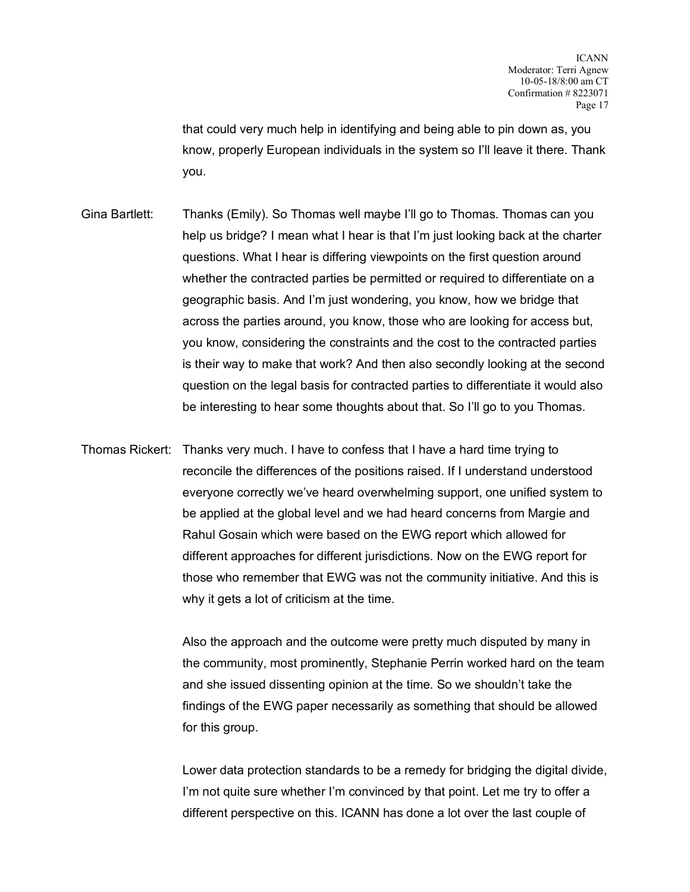that could very much help in identifying and being able to pin down as, you know, properly European individuals in the system so I'll leave it there. Thank you.

Gina Bartlett: Thanks (Emily). So Thomas well maybe I'll go to Thomas. Thomas can you help us bridge? I mean what I hear is that I'm just looking back at the charter questions. What I hear is differing viewpoints on the first question around whether the contracted parties be permitted or required to differentiate on a geographic basis. And I'm just wondering, you know, how we bridge that across the parties around, you know, those who are looking for access but, you know, considering the constraints and the cost to the contracted parties is their way to make that work? And then also secondly looking at the second question on the legal basis for contracted parties to differentiate it would also be interesting to hear some thoughts about that. So I'll go to you Thomas.

Thomas Rickert: Thanks very much. I have to confess that I have a hard time trying to reconcile the differences of the positions raised. If I understand understood everyone correctly we've heard overwhelming support, one unified system to be applied at the global level and we had heard concerns from Margie and Rahul Gosain which were based on the EWG report which allowed for different approaches for different jurisdictions. Now on the EWG report for those who remember that EWG was not the community initiative. And this is why it gets a lot of criticism at the time.

Also the approach and the outcome were pretty much disputed by many in the community, most prominently, Stephanie Perrin worked hard on the team and she issued dissenting opinion at the time. So we shouldn't take the findings of the EWG paper necessarily as something that should be allowed for this group.

Lower data protection standards to be a remedy for bridging the digital divide, I'm not quite sure whether I'm convinced by that point. Let me try to offer a different perspective on this. ICANN has done a lot over the last couple of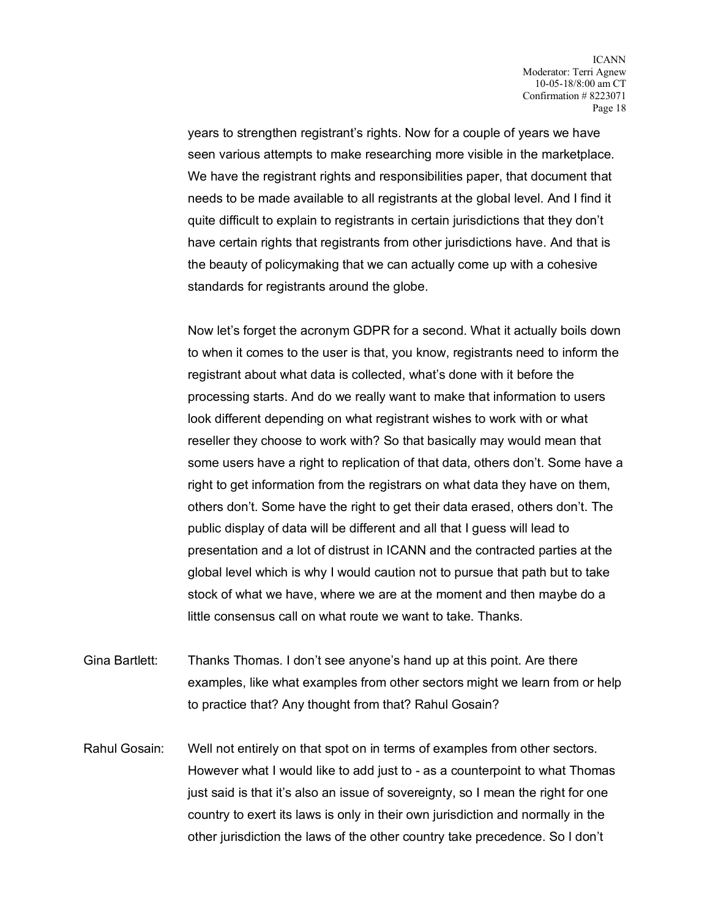years to strengthen registrant's rights. Now for a couple of years we have seen various attempts to make researching more visible in the marketplace. We have the registrant rights and responsibilities paper, that document that needs to be made available to all registrants at the global level. And I find it quite difficult to explain to registrants in certain jurisdictions that they don't have certain rights that registrants from other jurisdictions have. And that is the beauty of policymaking that we can actually come up with a cohesive standards for registrants around the globe.

Now let's forget the acronym GDPR for a second. What it actually boils down to when it comes to the user is that, you know, registrants need to inform the registrant about what data is collected, what's done with it before the processing starts. And do we really want to make that information to users look different depending on what registrant wishes to work with or what reseller they choose to work with? So that basically may would mean that some users have a right to replication of that data, others don't. Some have a right to get information from the registrars on what data they have on them, others don't. Some have the right to get their data erased, others don't. The public display of data will be different and all that I guess will lead to presentation and a lot of distrust in ICANN and the contracted parties at the global level which is why I would caution not to pursue that path but to take stock of what we have, where we are at the moment and then maybe do a little consensus call on what route we want to take. Thanks.

Gina Bartlett: Thanks Thomas. I don't see anyone's hand up at this point. Are there examples, like what examples from other sectors might we learn from or help to practice that? Any thought from that? Rahul Gosain?

Rahul Gosain: Well not entirely on that spot on in terms of examples from other sectors. However what I would like to add just to - as a counterpoint to what Thomas just said is that it's also an issue of sovereignty, so I mean the right for one country to exert its laws is only in their own jurisdiction and normally in the other jurisdiction the laws of the other country take precedence. So I don't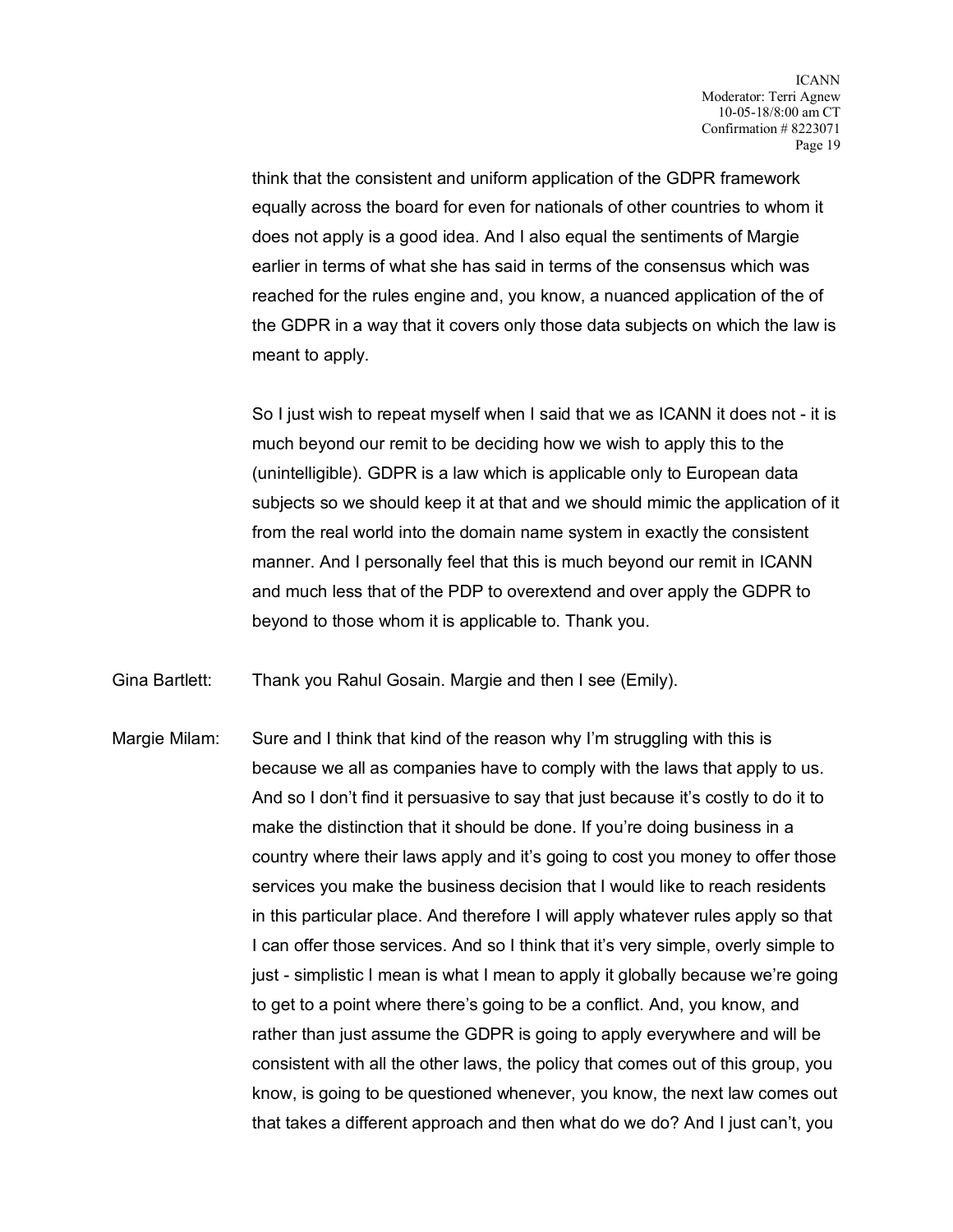think that the consistent and uniform application of the GDPR framework equally across the board for even for nationals of other countries to whom it does not apply is a good idea. And I also equal the sentiments of Margie earlier in terms of what she has said in terms of the consensus which was reached for the rules engine and, you know, a nuanced application of the of the GDPR in a way that it covers only those data subjects on which the law is meant to apply.

So I just wish to repeat myself when I said that we as ICANN it does not - it is much beyond our remit to be deciding how we wish to apply this to the (unintelligible). GDPR is a law which is applicable only to European data subjects so we should keep it at that and we should mimic the application of it from the real world into the domain name system in exactly the consistent manner. And I personally feel that this is much beyond our remit in ICANN and much less that of the PDP to overextend and over apply the GDPR to beyond to those whom it is applicable to. Thank you.

Gina Bartlett: Thank you Rahul Gosain. Margie and then I see (Emily).

Margie Milam: Sure and I think that kind of the reason why I'm struggling with this is because we all as companies have to comply with the laws that apply to us. And so I don't find it persuasive to say that just because it's costly to do it to make the distinction that it should be done. If you're doing business in a country where their laws apply and it's going to cost you money to offer those services you make the business decision that I would like to reach residents in this particular place. And therefore I will apply whatever rules apply so that I can offer those services. And so I think that it's very simple, overly simple to just - simplistic I mean is what I mean to apply it globally because we're going to get to a point where there's going to be a conflict. And, you know, and rather than just assume the GDPR is going to apply everywhere and will be consistent with all the other laws, the policy that comes out of this group, you know, is going to be questioned whenever, you know, the next law comes out that takes a different approach and then what do we do? And I just can't, you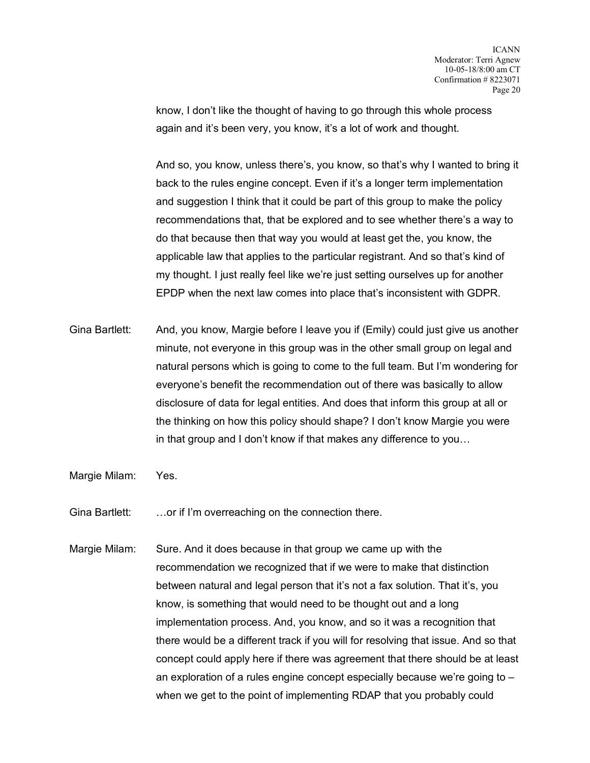know, I don't like the thought of having to go through this whole process again and it's been very, you know, it's a lot of work and thought.

And so, you know, unless there's, you know, so that's why I wanted to bring it back to the rules engine concept. Even if it's a longer term implementation and suggestion I think that it could be part of this group to make the policy recommendations that, that be explored and to see whether there's a way to do that because then that way you would at least get the, you know, the applicable law that applies to the particular registrant. And so that's kind of my thought. I just really feel like we're just setting ourselves up for another EPDP when the next law comes into place that's inconsistent with GDPR.

Gina Bartlett: And, you know, Margie before I leave you if (Emily) could just give us another minute, not everyone in this group was in the other small group on legal and natural persons which is going to come to the full team. But I'm wondering for everyone's benefit the recommendation out of there was basically to allow disclosure of data for legal entities. And does that inform this group at all or the thinking on how this policy should shape? I don't know Margie you were in that group and I don't know if that makes any difference to you…

Margie Milam: Yes.

Gina Bartlett: …or if I'm overreaching on the connection there.

Margie Milam: Sure. And it does because in that group we came up with the recommendation we recognized that if we were to make that distinction between natural and legal person that it's not a fax solution. That it's, you know, is something that would need to be thought out and a long implementation process. And, you know, and so it was a recognition that there would be a different track if you will for resolving that issue. And so that concept could apply here if there was agreement that there should be at least an exploration of a rules engine concept especially because we're going to – when we get to the point of implementing RDAP that you probably could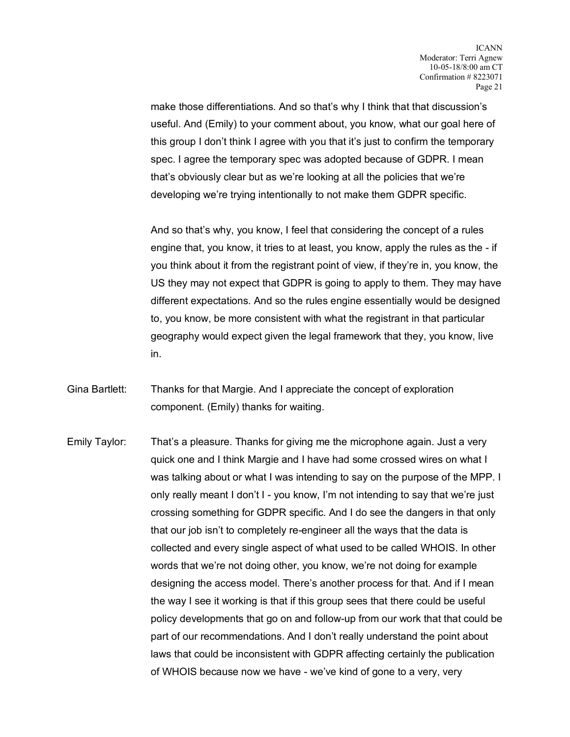make those differentiations. And so that's why I think that that discussion's useful. And (Emily) to your comment about, you know, what our goal here of this group I don't think I agree with you that it's just to confirm the temporary spec. I agree the temporary spec was adopted because of GDPR. I mean that's obviously clear but as we're looking at all the policies that we're developing we're trying intentionally to not make them GDPR specific.

And so that's why, you know, I feel that considering the concept of a rules engine that, you know, it tries to at least, you know, apply the rules as the - if you think about it from the registrant point of view, if they're in, you know, the US they may not expect that GDPR is going to apply to them. They may have different expectations. And so the rules engine essentially would be designed to, you know, be more consistent with what the registrant in that particular geography would expect given the legal framework that they, you know, live in.

Gina Bartlett: Thanks for that Margie. And I appreciate the concept of exploration component. (Emily) thanks for waiting.

Emily Taylor: That's a pleasure. Thanks for giving me the microphone again. Just a very quick one and I think Margie and I have had some crossed wires on what I was talking about or what I was intending to say on the purpose of the MPP. I only really meant I don't I - you know, I'm not intending to say that we're just crossing something for GDPR specific. And I do see the dangers in that only that our job isn't to completely re-engineer all the ways that the data is collected and every single aspect of what used to be called WHOIS. In other words that we're not doing other, you know, we're not doing for example designing the access model. There's another process for that. And if I mean the way I see it working is that if this group sees that there could be useful policy developments that go on and follow-up from our work that that could be part of our recommendations. And I don't really understand the point about laws that could be inconsistent with GDPR affecting certainly the publication of WHOIS because now we have - we've kind of gone to a very, very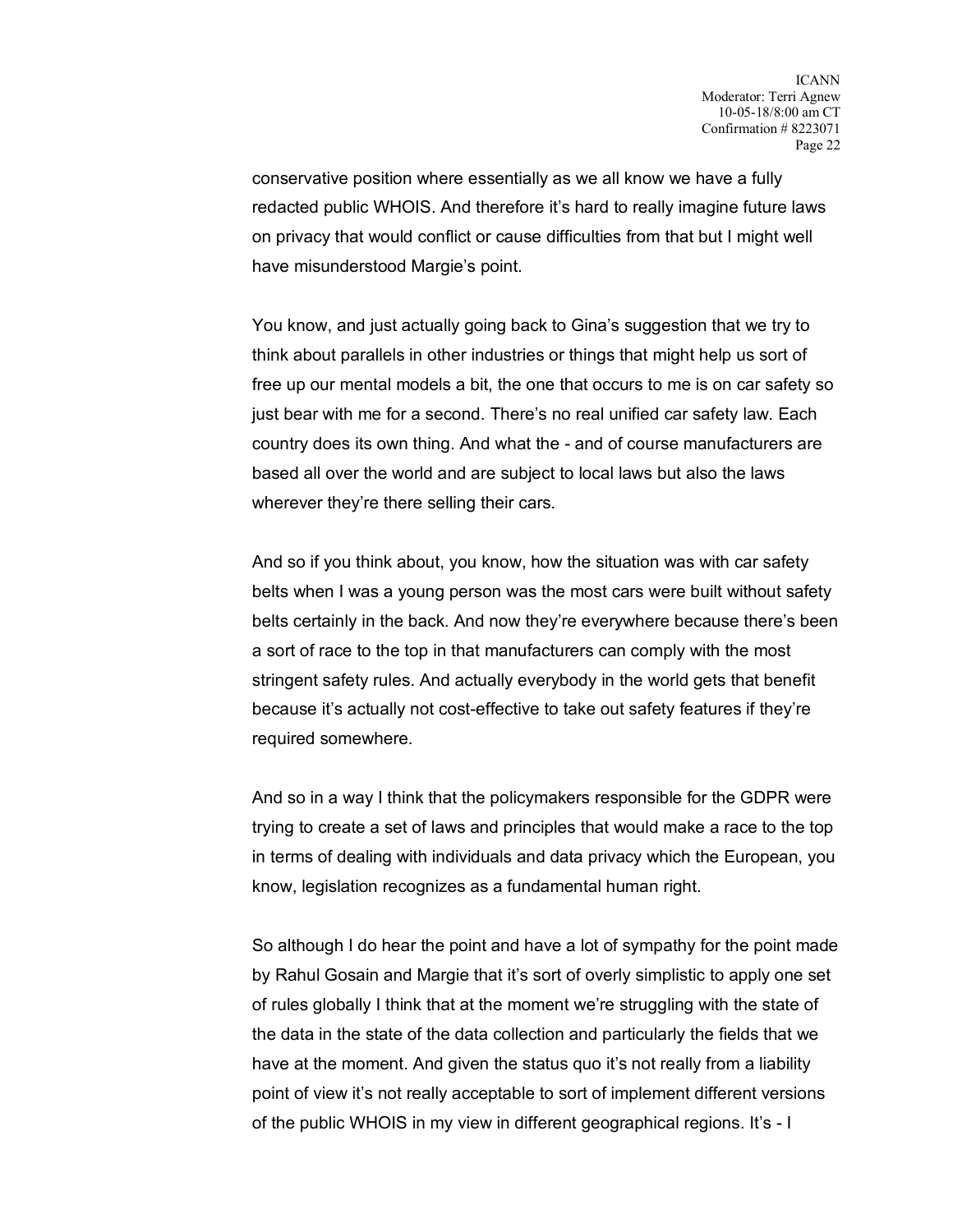conservative position where essentially as we all know we have a fully redacted public WHOIS. And therefore it's hard to really imagine future laws on privacy that would conflict or cause difficulties from that but I might well have misunderstood Margie's point.

You know, and just actually going back to Gina's suggestion that we try to think about parallels in other industries or things that might help us sort of free up our mental models a bit, the one that occurs to me is on car safety so just bear with me for a second. There's no real unified car safety law. Each country does its own thing. And what the - and of course manufacturers are based all over the world and are subject to local laws but also the laws wherever they're there selling their cars.

And so if you think about, you know, how the situation was with car safety belts when I was a young person was the most cars were built without safety belts certainly in the back. And now they're everywhere because there's been a sort of race to the top in that manufacturers can comply with the most stringent safety rules. And actually everybody in the world gets that benefit because it's actually not cost-effective to take out safety features if they're required somewhere.

And so in a way I think that the policymakers responsible for the GDPR were trying to create a set of laws and principles that would make a race to the top in terms of dealing with individuals and data privacy which the European, you know, legislation recognizes as a fundamental human right.

So although I do hear the point and have a lot of sympathy for the point made by Rahul Gosain and Margie that it's sort of overly simplistic to apply one set of rules globally I think that at the moment we're struggling with the state of the data in the state of the data collection and particularly the fields that we have at the moment. And given the status quo it's not really from a liability point of view it's not really acceptable to sort of implement different versions of the public WHOIS in my view in different geographical regions. It's - I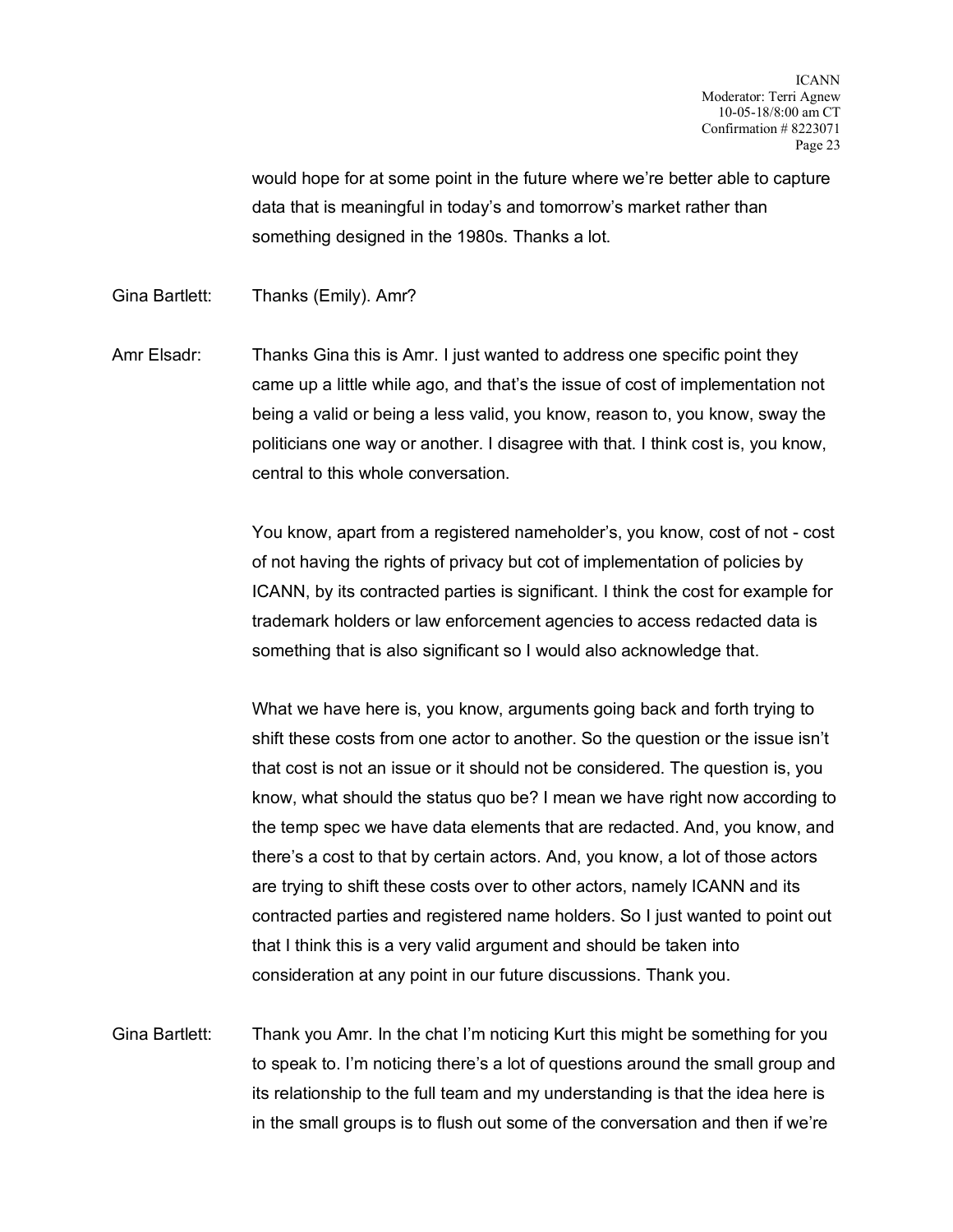would hope for at some point in the future where we're better able to capture data that is meaningful in today's and tomorrow's market rather than something designed in the 1980s. Thanks a lot.

Gina Bartlett: Thanks (Emily). Amr?

Amr Elsadr: Thanks Gina this is Amr. I just wanted to address one specific point they came up a little while ago, and that's the issue of cost of implementation not being a valid or being a less valid, you know, reason to, you know, sway the politicians one way or another. I disagree with that. I think cost is, you know, central to this whole conversation.

You know, apart from a registered nameholder's, you know, cost of not - cost of not having the rights of privacy but cot of implementation of policies by ICANN, by its contracted parties is significant. I think the cost for example for trademark holders or law enforcement agencies to access redacted data is something that is also significant so I would also acknowledge that.

What we have here is, you know, arguments going back and forth trying to shift these costs from one actor to another. So the question or the issue isn't that cost is not an issue or it should not be considered. The question is, you know, what should the status quo be? I mean we have right now according to the temp spec we have data elements that are redacted. And, you know, and there's a cost to that by certain actors. And, you know, a lot of those actors are trying to shift these costs over to other actors, namely ICANN and its contracted parties and registered name holders. So I just wanted to point out that I think this is a very valid argument and should be taken into consideration at any point in our future discussions. Thank you.

Gina Bartlett: Thank you Amr. In the chat I'm noticing Kurt this might be something for you to speak to. I'm noticing there's a lot of questions around the small group and its relationship to the full team and my understanding is that the idea here is in the small groups is to flush out some of the conversation and then if we're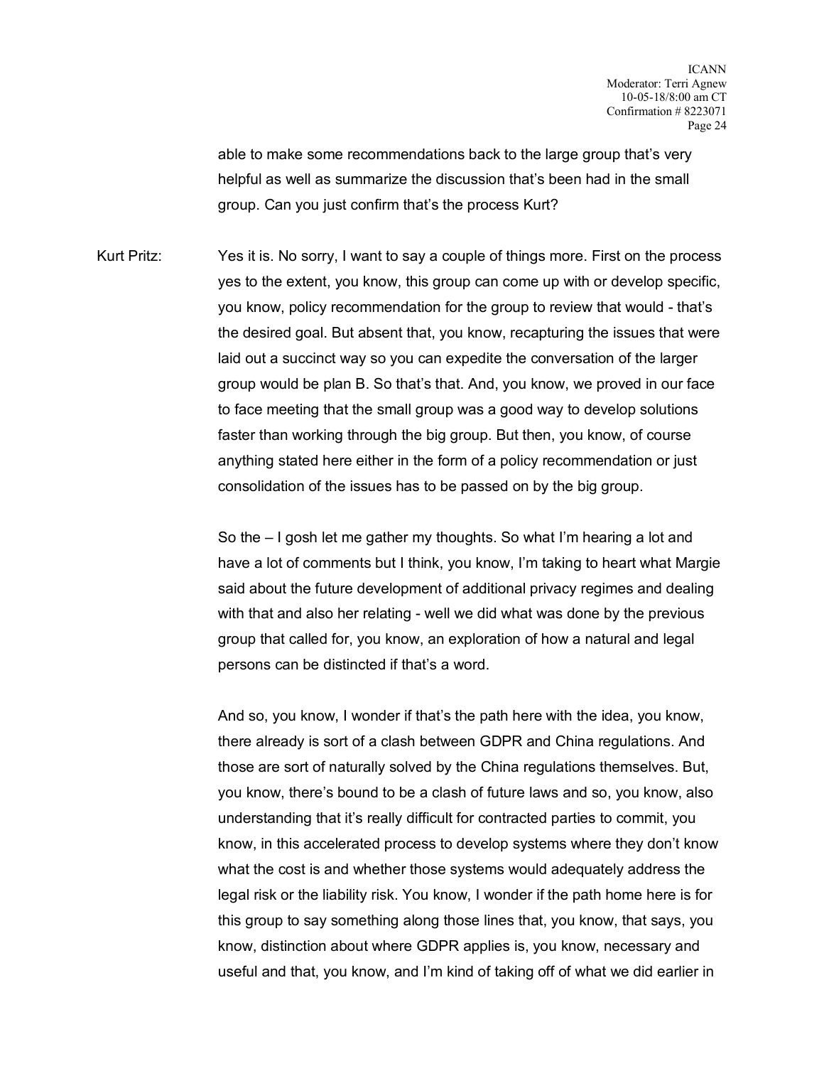able to make some recommendations back to the large group that's very helpful as well as summarize the discussion that's been had in the small group. Can you just confirm that's the process Kurt?

Kurt Pritz: Yes it is. No sorry, I want to say a couple of things more. First on the process yes to the extent, you know, this group can come up with or develop specific, you know, policy recommendation for the group to review that would - that's the desired goal. But absent that, you know, recapturing the issues that were laid out a succinct way so you can expedite the conversation of the larger group would be plan B. So that's that. And, you know, we proved in our face to face meeting that the small group was a good way to develop solutions faster than working through the big group. But then, you know, of course anything stated here either in the form of a policy recommendation or just consolidation of the issues has to be passed on by the big group.

So the – I gosh let me gather my thoughts. So what I'm hearing a lot and have a lot of comments but I think, you know, I'm taking to heart what Margie said about the future development of additional privacy regimes and dealing with that and also her relating - well we did what was done by the previous group that called for, you know, an exploration of how a natural and legal persons can be distincted if that's a word.

And so, you know, I wonder if that's the path here with the idea, you know, there already is sort of a clash between GDPR and China regulations. And those are sort of naturally solved by the China regulations themselves. But, you know, there's bound to be a clash of future laws and so, you know, also understanding that it's really difficult for contracted parties to commit, you know, in this accelerated process to develop systems where they don't know what the cost is and whether those systems would adequately address the legal risk or the liability risk. You know, I wonder if the path home here is for this group to say something along those lines that, you know, that says, you know, distinction about where GDPR applies is, you know, necessary and useful and that, you know, and I'm kind of taking off of what we did earlier in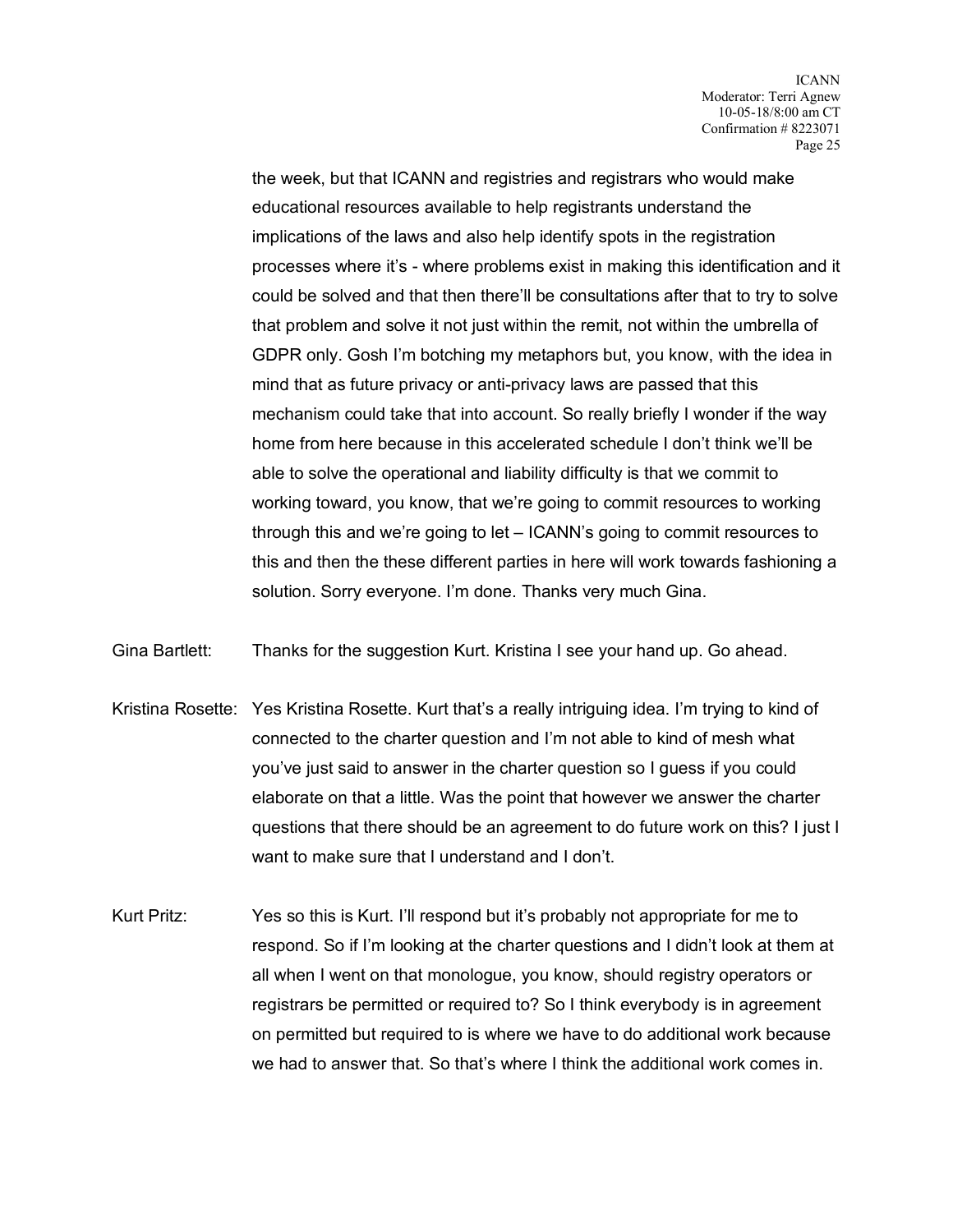the week, but that ICANN and registries and registrars who would make educational resources available to help registrants understand the implications of the laws and also help identify spots in the registration processes where it's - where problems exist in making this identification and it could be solved and that then there'll be consultations after that to try to solve that problem and solve it not just within the remit, not within the umbrella of GDPR only. Gosh I'm botching my metaphors but, you know, with the idea in mind that as future privacy or anti-privacy laws are passed that this mechanism could take that into account. So really briefly I wonder if the way home from here because in this accelerated schedule I don't think we'll be able to solve the operational and liability difficulty is that we commit to working toward, you know, that we're going to commit resources to working through this and we're going to let – ICANN's going to commit resources to this and then the these different parties in here will work towards fashioning a solution. Sorry everyone. I'm done. Thanks very much Gina.

Gina Bartlett: Thanks for the suggestion Kurt. Kristina I see your hand up. Go ahead.

Kristina Rosette: Yes Kristina Rosette. Kurt that's a really intriguing idea. I'm trying to kind of connected to the charter question and I'm not able to kind of mesh what you've just said to answer in the charter question so I guess if you could elaborate on that a little. Was the point that however we answer the charter questions that there should be an agreement to do future work on this? I just I want to make sure that I understand and I don't.

Kurt Pritz: Yes so this is Kurt. I'll respond but it's probably not appropriate for me to respond. So if I'm looking at the charter questions and I didn't look at them at all when I went on that monologue, you know, should registry operators or registrars be permitted or required to? So I think everybody is in agreement on permitted but required to is where we have to do additional work because we had to answer that. So that's where I think the additional work comes in.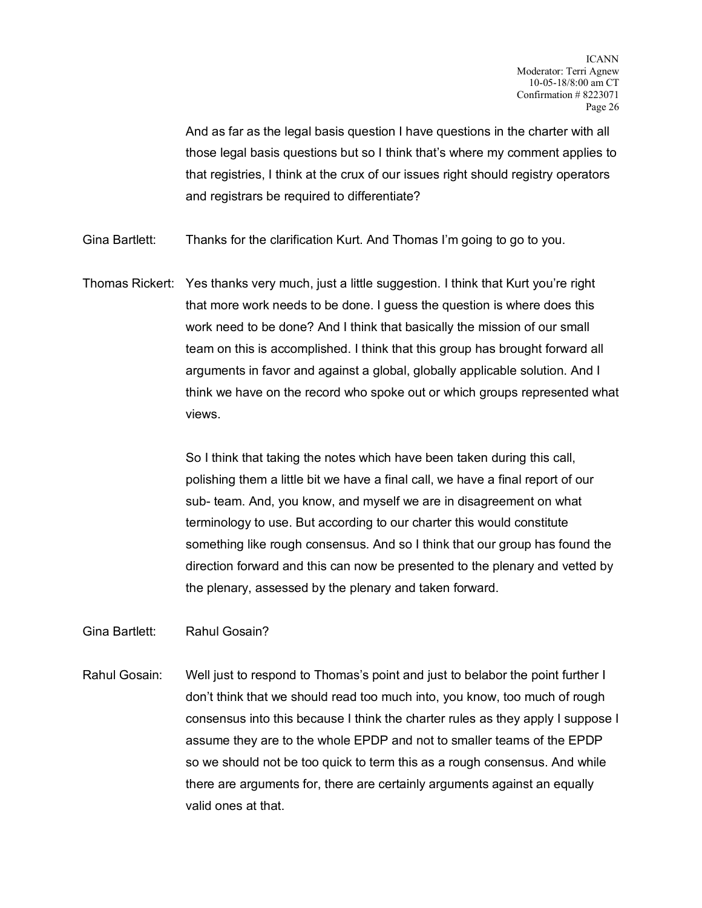And as far as the legal basis question I have questions in the charter with all those legal basis questions but so I think that's where my comment applies to that registries, I think at the crux of our issues right should registry operators and registrars be required to differentiate?

Gina Bartlett: Thanks for the clarification Kurt. And Thomas I'm going to go to you.

Thomas Rickert: Yes thanks very much, just a little suggestion. I think that Kurt you're right that more work needs to be done. I guess the question is where does this work need to be done? And I think that basically the mission of our small team on this is accomplished. I think that this group has brought forward all arguments in favor and against a global, globally applicable solution. And I think we have on the record who spoke out or which groups represented what views.

So I think that taking the notes which have been taken during this call, polishing them a little bit we have a final call, we have a final report of our sub- team. And, you know, and myself we are in disagreement on what terminology to use. But according to our charter this would constitute something like rough consensus. And so I think that our group has found the direction forward and this can now be presented to the plenary and vetted by the plenary, assessed by the plenary and taken forward.

Gina Bartlett: Rahul Gosain?

Rahul Gosain: Well just to respond to Thomas's point and just to belabor the point further I don't think that we should read too much into, you know, too much of rough consensus into this because I think the charter rules as they apply I suppose I assume they are to the whole EPDP and not to smaller teams of the EPDP so we should not be too quick to term this as a rough consensus. And while there are arguments for, there are certainly arguments against an equally valid ones at that.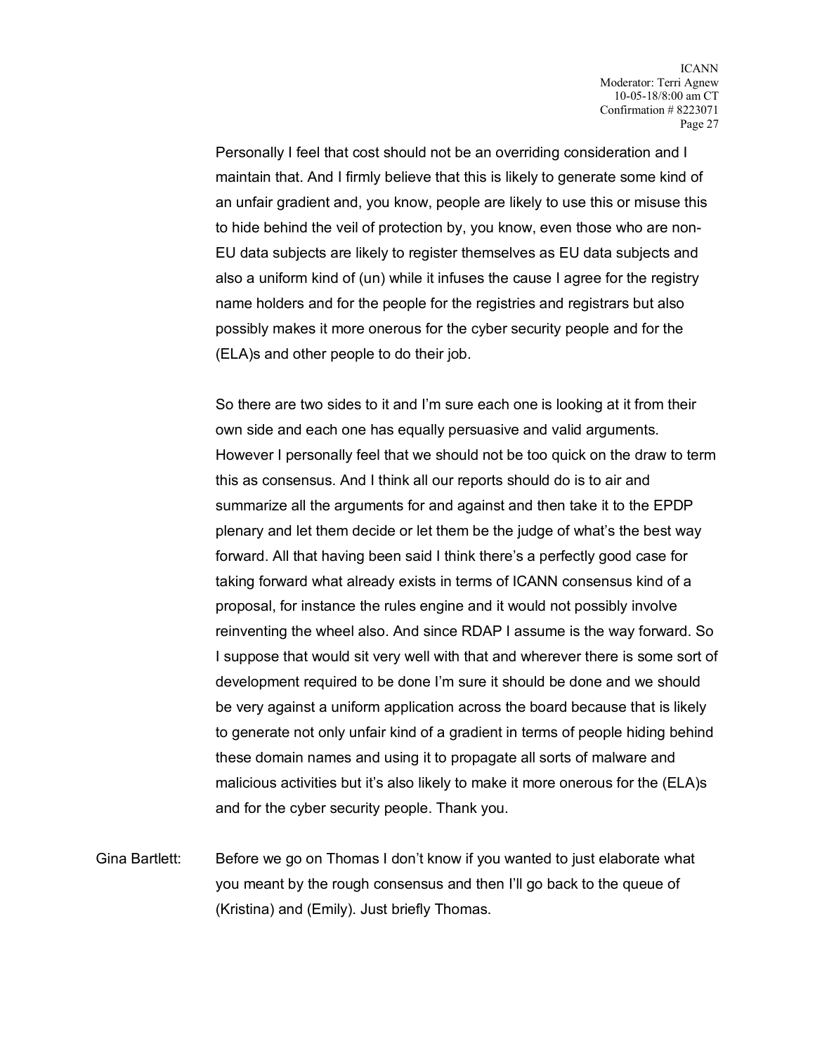Personally I feel that cost should not be an overriding consideration and I maintain that. And I firmly believe that this is likely to generate some kind of an unfair gradient and, you know, people are likely to use this or misuse this to hide behind the veil of protection by, you know, even those who are non-EU data subjects are likely to register themselves as EU data subjects and also a uniform kind of (un) while it infuses the cause I agree for the registry name holders and for the people for the registries and registrars but also possibly makes it more onerous for the cyber security people and for the (ELA)s and other people to do their job.

So there are two sides to it and I'm sure each one is looking at it from their own side and each one has equally persuasive and valid arguments. However I personally feel that we should not be too quick on the draw to term this as consensus. And I think all our reports should do is to air and summarize all the arguments for and against and then take it to the EPDP plenary and let them decide or let them be the judge of what's the best way forward. All that having been said I think there's a perfectly good case for taking forward what already exists in terms of ICANN consensus kind of a proposal, for instance the rules engine and it would not possibly involve reinventing the wheel also. And since RDAP I assume is the way forward. So I suppose that would sit very well with that and wherever there is some sort of development required to be done I'm sure it should be done and we should be very against a uniform application across the board because that is likely to generate not only unfair kind of a gradient in terms of people hiding behind these domain names and using it to propagate all sorts of malware and malicious activities but it's also likely to make it more onerous for the (ELA)s and for the cyber security people. Thank you.

Gina Bartlett: Before we go on Thomas I don't know if you wanted to just elaborate what you meant by the rough consensus and then I'll go back to the queue of (Kristina) and (Emily). Just briefly Thomas.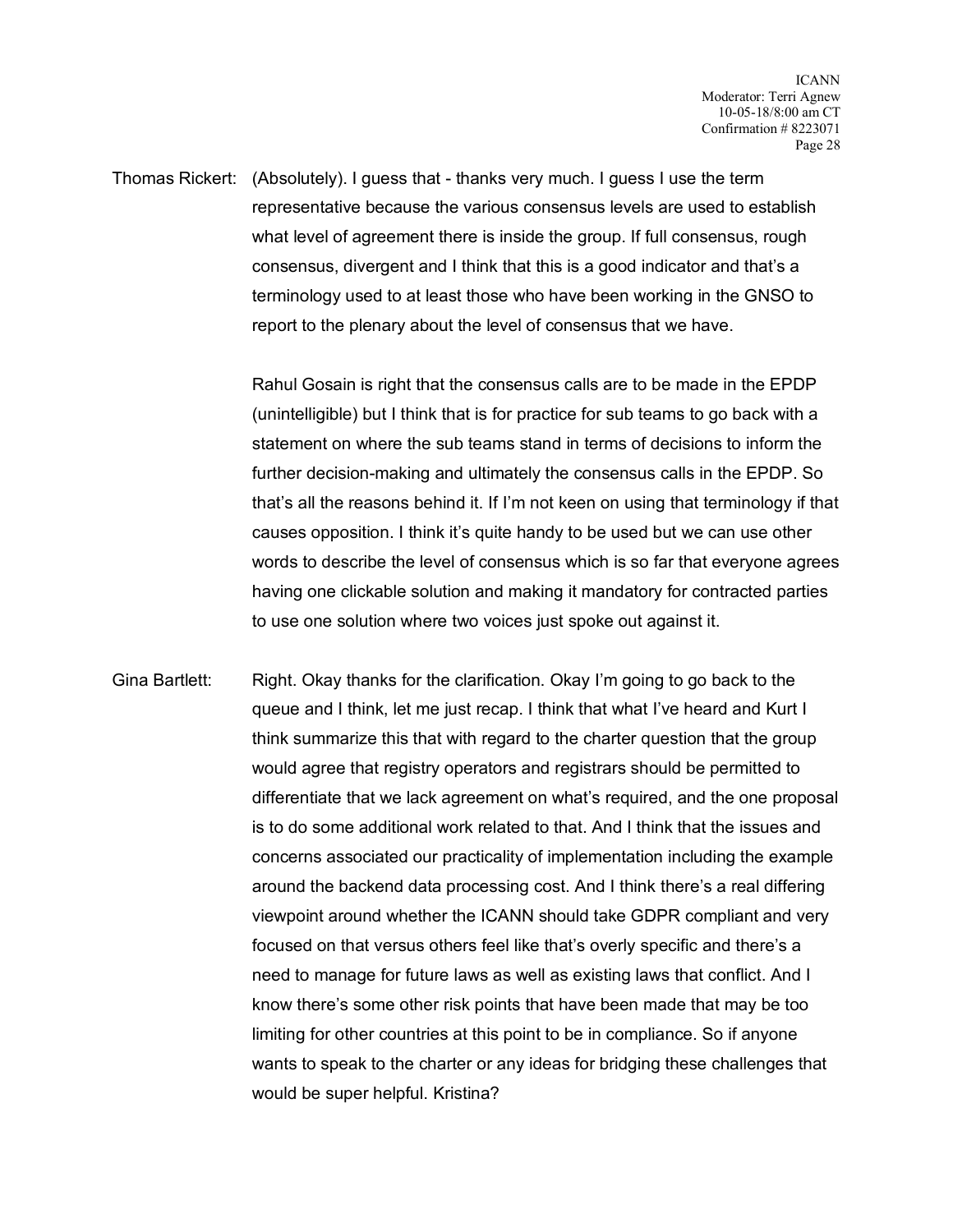Thomas Rickert: (Absolutely). I guess that - thanks very much. I guess I use the term representative because the various consensus levels are used to establish what level of agreement there is inside the group. If full consensus, rough consensus, divergent and I think that this is a good indicator and that's a terminology used to at least those who have been working in the GNSO to report to the plenary about the level of consensus that we have.

Rahul Gosain is right that the consensus calls are to be made in the EPDP (unintelligible) but I think that is for practice for sub teams to go back with a statement on where the sub teams stand in terms of decisions to inform the further decision-making and ultimately the consensus calls in the EPDP. So that's all the reasons behind it. If I'm not keen on using that terminology if that causes opposition. I think it's quite handy to be used but we can use other words to describe the level of consensus which is so far that everyone agrees having one clickable solution and making it mandatory for contracted parties to use one solution where two voices just spoke out against it.

Gina Bartlett: Right. Okay thanks for the clarification. Okay I'm going to go back to the queue and I think, let me just recap. I think that what I've heard and Kurt I think summarize this that with regard to the charter question that the group would agree that registry operators and registrars should be permitted to differentiate that we lack agreement on what's required, and the one proposal is to do some additional work related to that. And I think that the issues and concerns associated our practicality of implementation including the example around the backend data processing cost. And I think there's a real differing viewpoint around whether the ICANN should take GDPR compliant and very focused on that versus others feel like that's overly specific and there's a need to manage for future laws as well as existing laws that conflict. And I know there's some other risk points that have been made that may be too limiting for other countries at this point to be in compliance. So if anyone wants to speak to the charter or any ideas for bridging these challenges that would be super helpful. Kristina?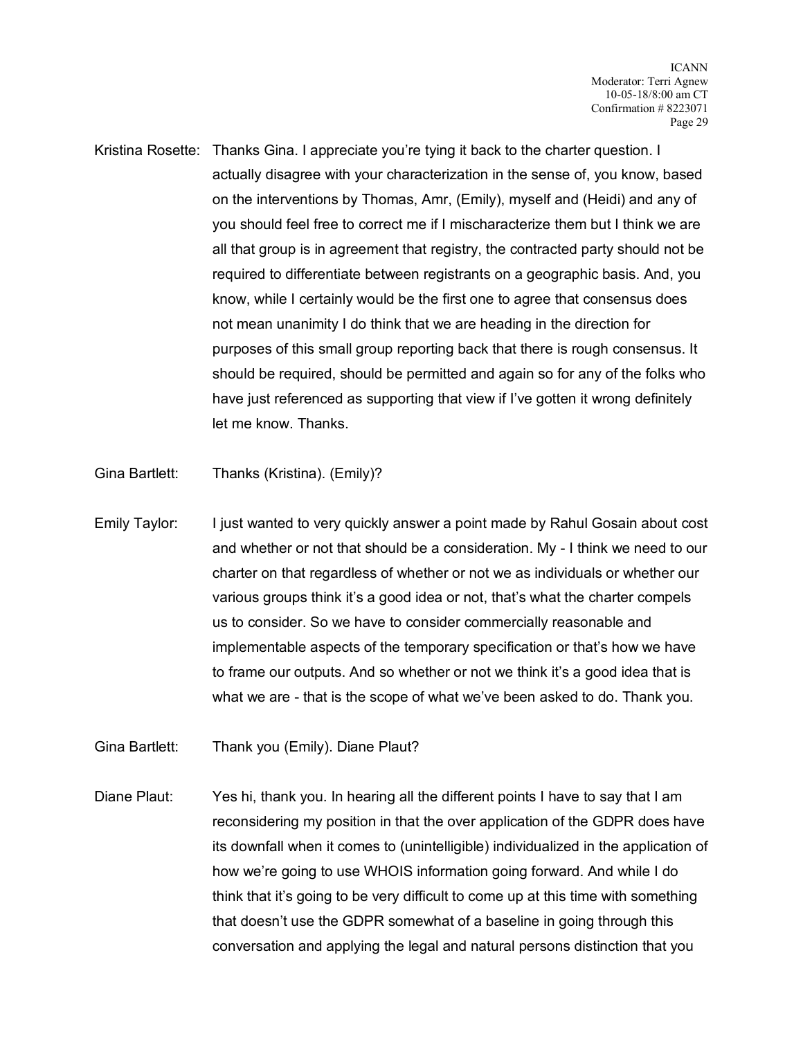Kristina Rosette: Thanks Gina. I appreciate you're tying it back to the charter question. I actually disagree with your characterization in the sense of, you know, based on the interventions by Thomas, Amr, (Emily), myself and (Heidi) and any of you should feel free to correct me if I mischaracterize them but I think we are all that group is in agreement that registry, the contracted party should not be required to differentiate between registrants on a geographic basis. And, you know, while I certainly would be the first one to agree that consensus does not mean unanimity I do think that we are heading in the direction for purposes of this small group reporting back that there is rough consensus. It should be required, should be permitted and again so for any of the folks who have just referenced as supporting that view if I've gotten it wrong definitely let me know. Thanks.

Gina Bartlett: Thanks (Kristina). (Emily)?

Emily Taylor: I just wanted to very quickly answer a point made by Rahul Gosain about cost and whether or not that should be a consideration. My - I think we need to our charter on that regardless of whether or not we as individuals or whether our various groups think it's a good idea or not, that's what the charter compels us to consider. So we have to consider commercially reasonable and implementable aspects of the temporary specification or that's how we have to frame our outputs. And so whether or not we think it's a good idea that is what we are - that is the scope of what we've been asked to do. Thank you.

Gina Bartlett: Thank you (Emily). Diane Plaut?

Diane Plaut: Yes hi, thank you. In hearing all the different points I have to say that I am reconsidering my position in that the over application of the GDPR does have its downfall when it comes to (unintelligible) individualized in the application of how we're going to use WHOIS information going forward. And while I do think that it's going to be very difficult to come up at this time with something that doesn't use the GDPR somewhat of a baseline in going through this conversation and applying the legal and natural persons distinction that you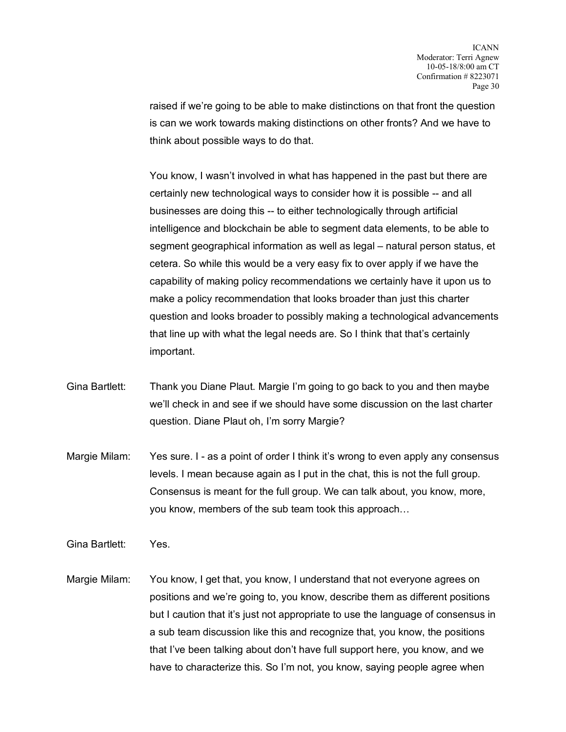raised if we're going to be able to make distinctions on that front the question is can we work towards making distinctions on other fronts? And we have to think about possible ways to do that.

You know, I wasn't involved in what has happened in the past but there are certainly new technological ways to consider how it is possible -- and all businesses are doing this -- to either technologically through artificial intelligence and blockchain be able to segment data elements, to be able to segment geographical information as well as legal – natural person status, et cetera. So while this would be a very easy fix to over apply if we have the capability of making policy recommendations we certainly have it upon us to make a policy recommendation that looks broader than just this charter question and looks broader to possibly making a technological advancements that line up with what the legal needs are. So I think that that's certainly important.

Gina Bartlett: Thank you Diane Plaut. Margie I'm going to go back to you and then maybe we'll check in and see if we should have some discussion on the last charter question. Diane Plaut oh, I'm sorry Margie?

Margie Milam: Yes sure. I - as a point of order I think it's wrong to even apply any consensus levels. I mean because again as I put in the chat, this is not the full group. Consensus is meant for the full group. We can talk about, you know, more, you know, members of the sub team took this approach…

Gina Bartlett: Yes.

Margie Milam: You know, I get that, you know, I understand that not everyone agrees on positions and we're going to, you know, describe them as different positions but I caution that it's just not appropriate to use the language of consensus in a sub team discussion like this and recognize that, you know, the positions that I've been talking about don't have full support here, you know, and we have to characterize this. So I'm not, you know, saying people agree when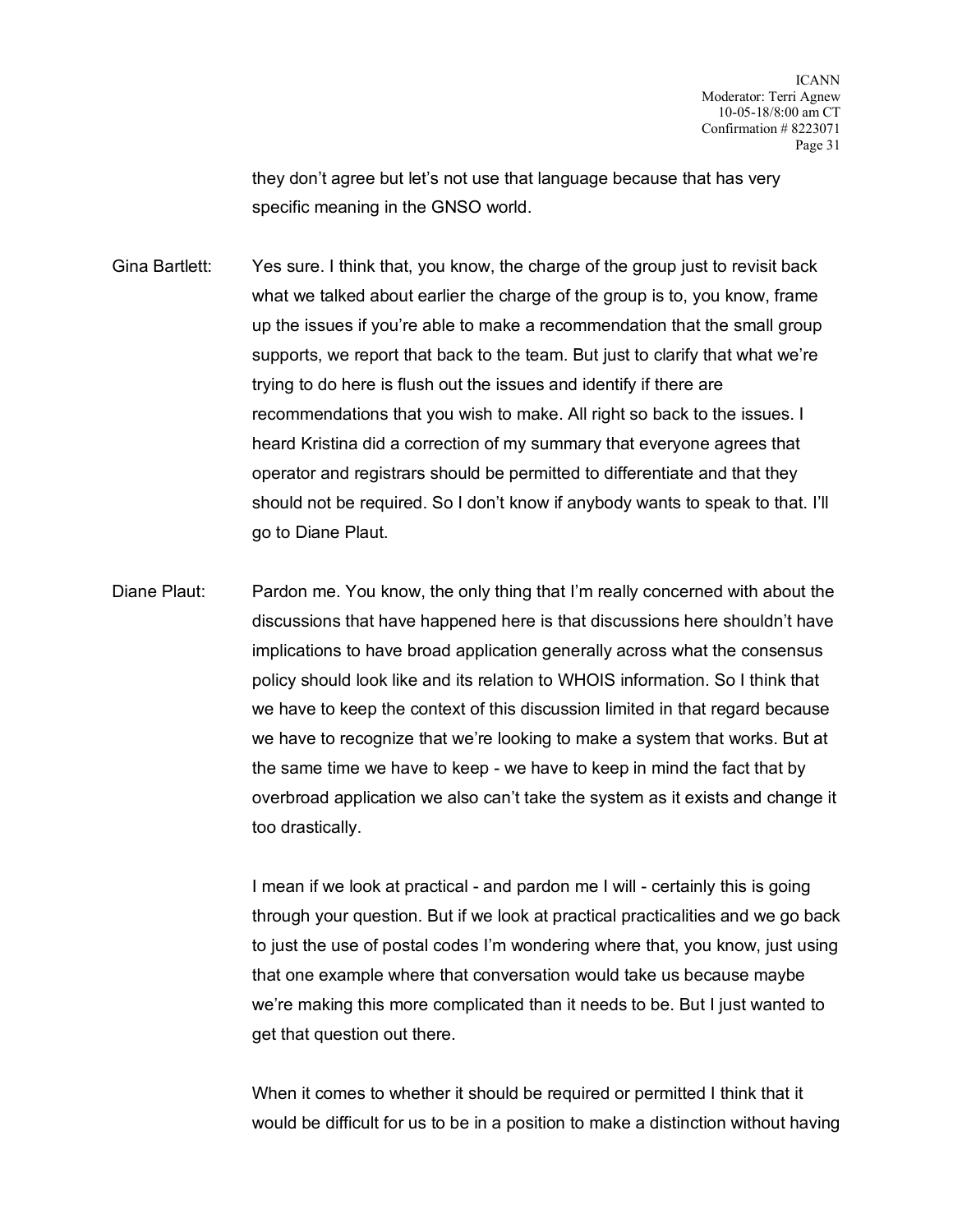they don't agree but let's not use that language because that has very specific meaning in the GNSO world.

Gina Bartlett: Yes sure. I think that, you know, the charge of the group just to revisit back what we talked about earlier the charge of the group is to, you know, frame up the issues if you're able to make a recommendation that the small group supports, we report that back to the team. But just to clarify that what we're trying to do here is flush out the issues and identify if there are recommendations that you wish to make. All right so back to the issues. I heard Kristina did a correction of my summary that everyone agrees that operator and registrars should be permitted to differentiate and that they should not be required. So I don't know if anybody wants to speak to that. I'll go to Diane Plaut.

Diane Plaut: Pardon me. You know, the only thing that I'm really concerned with about the discussions that have happened here is that discussions here shouldn't have implications to have broad application generally across what the consensus policy should look like and its relation to WHOIS information. So I think that we have to keep the context of this discussion limited in that regard because we have to recognize that we're looking to make a system that works. But at the same time we have to keep - we have to keep in mind the fact that by overbroad application we also can't take the system as it exists and change it too drastically.

I mean if we look at practical - and pardon me I will - certainly this is going through your question. But if we look at practical practicalities and we go back to just the use of postal codes I'm wondering where that, you know, just using that one example where that conversation would take us because maybe we're making this more complicated than it needs to be. But I just wanted to get that question out there.

When it comes to whether it should be required or permitted I think that it would be difficult for us to be in a position to make a distinction without having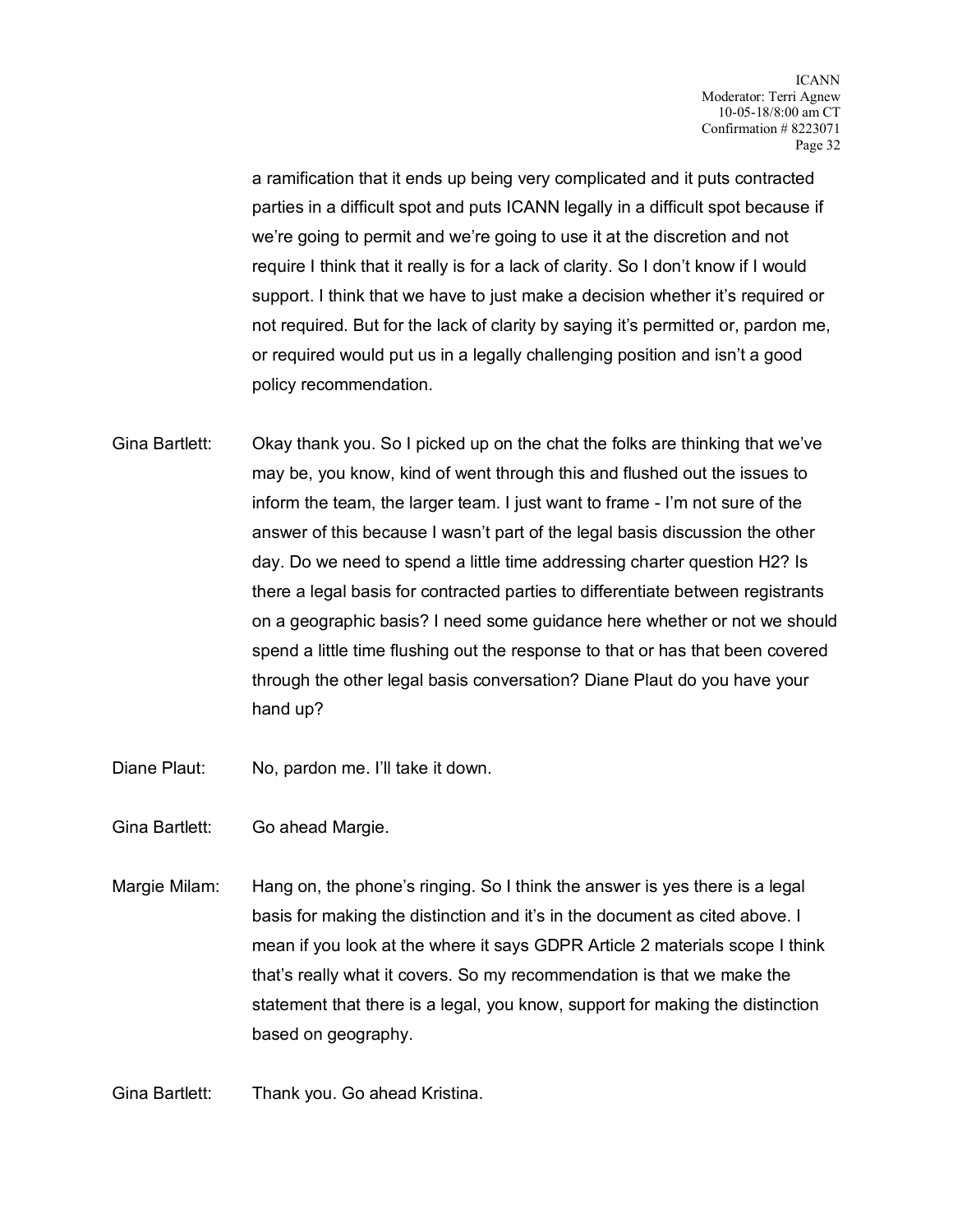a ramification that it ends up being very complicated and it puts contracted parties in a difficult spot and puts ICANN legally in a difficult spot because if we're going to permit and we're going to use it at the discretion and not require I think that it really is for a lack of clarity. So I don't know if I would support. I think that we have to just make a decision whether it's required or not required. But for the lack of clarity by saying it's permitted or, pardon me, or required would put us in a legally challenging position and isn't a good policy recommendation.

Gina Bartlett: Okay thank you. So I picked up on the chat the folks are thinking that we've may be, you know, kind of went through this and flushed out the issues to inform the team, the larger team. I just want to frame - I'm not sure of the answer of this because I wasn't part of the legal basis discussion the other day. Do we need to spend a little time addressing charter question H2? Is there a legal basis for contracted parties to differentiate between registrants on a geographic basis? I need some guidance here whether or not we should spend a little time flushing out the response to that or has that been covered through the other legal basis conversation? Diane Plaut do you have your hand up?

Diane Plaut: No, pardon me. I'll take it down.

Gina Bartlett: Go ahead Margie.

Margie Milam: Hang on, the phone's ringing. So I think the answer is yes there is a legal basis for making the distinction and it's in the document as cited above. I mean if you look at the where it says GDPR Article 2 materials scope I think that's really what it covers. So my recommendation is that we make the statement that there is a legal, you know, support for making the distinction based on geography.

Gina Bartlett: Thank you. Go ahead Kristina.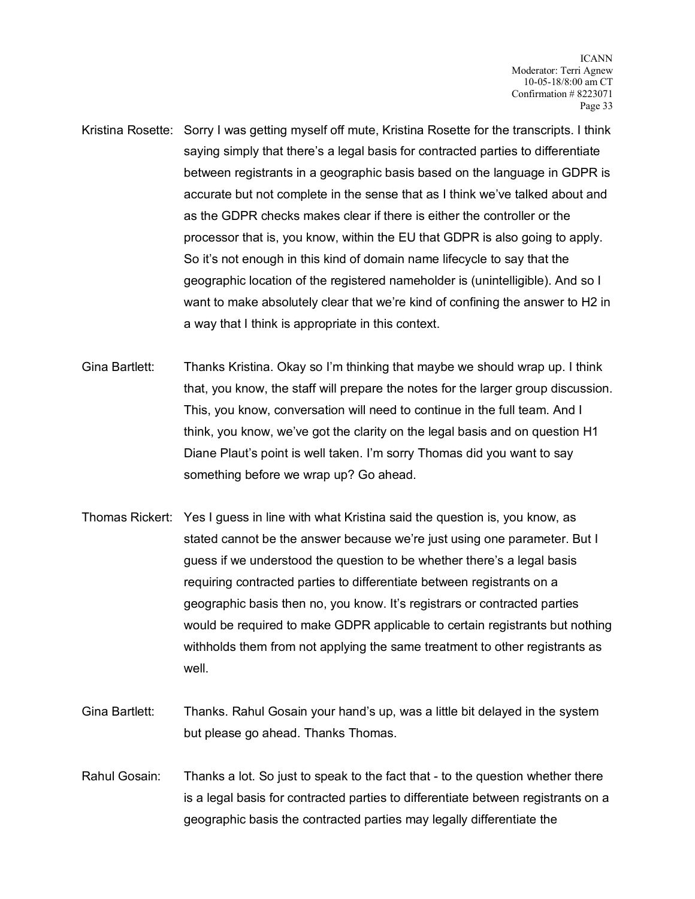Kristina Rosette: Sorry I was getting myself off mute, Kristina Rosette for the transcripts. I think saying simply that there's a legal basis for contracted parties to differentiate between registrants in a geographic basis based on the language in GDPR is accurate but not complete in the sense that as I think we've talked about and as the GDPR checks makes clear if there is either the controller or the processor that is, you know, within the EU that GDPR is also going to apply. So it's not enough in this kind of domain name lifecycle to say that the geographic location of the registered nameholder is (unintelligible). And so I want to make absolutely clear that we're kind of confining the answer to H2 in a way that I think is appropriate in this context.

Gina Bartlett: Thanks Kristina. Okay so I'm thinking that maybe we should wrap up. I think that, you know, the staff will prepare the notes for the larger group discussion. This, you know, conversation will need to continue in the full team. And I think, you know, we've got the clarity on the legal basis and on question H1 Diane Plaut's point is well taken. I'm sorry Thomas did you want to say something before we wrap up? Go ahead.

Thomas Rickert: Yes I guess in line with what Kristina said the question is, you know, as stated cannot be the answer because we're just using one parameter. But I guess if we understood the question to be whether there's a legal basis requiring contracted parties to differentiate between registrants on a geographic basis then no, you know. It's registrars or contracted parties would be required to make GDPR applicable to certain registrants but nothing withholds them from not applying the same treatment to other registrants as well.

Gina Bartlett: Thanks. Rahul Gosain your hand's up, was a little bit delayed in the system but please go ahead. Thanks Thomas.

Rahul Gosain: Thanks a lot. So just to speak to the fact that - to the question whether there is a legal basis for contracted parties to differentiate between registrants on a geographic basis the contracted parties may legally differentiate the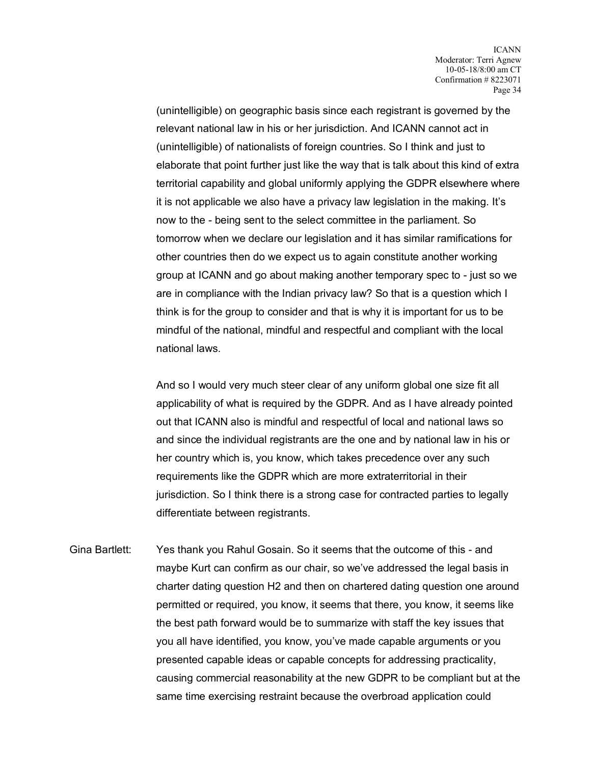(unintelligible) on geographic basis since each registrant is governed by the relevant national law in his or her jurisdiction. And ICANN cannot act in (unintelligible) of nationalists of foreign countries. So I think and just to elaborate that point further just like the way that is talk about this kind of extra territorial capability and global uniformly applying the GDPR elsewhere where it is not applicable we also have a privacy law legislation in the making. It's now to the - being sent to the select committee in the parliament. So tomorrow when we declare our legislation and it has similar ramifications for other countries then do we expect us to again constitute another working group at ICANN and go about making another temporary spec to - just so we are in compliance with the Indian privacy law? So that is a question which I think is for the group to consider and that is why it is important for us to be mindful of the national, mindful and respectful and compliant with the local national laws.

And so I would very much steer clear of any uniform global one size fit all applicability of what is required by the GDPR. And as I have already pointed out that ICANN also is mindful and respectful of local and national laws so and since the individual registrants are the one and by national law in his or her country which is, you know, which takes precedence over any such requirements like the GDPR which are more extraterritorial in their jurisdiction. So I think there is a strong case for contracted parties to legally differentiate between registrants.

Gina Bartlett: Yes thank you Rahul Gosain. So it seems that the outcome of this - and maybe Kurt can confirm as our chair, so we've addressed the legal basis in charter dating question H2 and then on chartered dating question one around permitted or required, you know, it seems that there, you know, it seems like the best path forward would be to summarize with staff the key issues that you all have identified, you know, you've made capable arguments or you presented capable ideas or capable concepts for addressing practicality, causing commercial reasonability at the new GDPR to be compliant but at the same time exercising restraint because the overbroad application could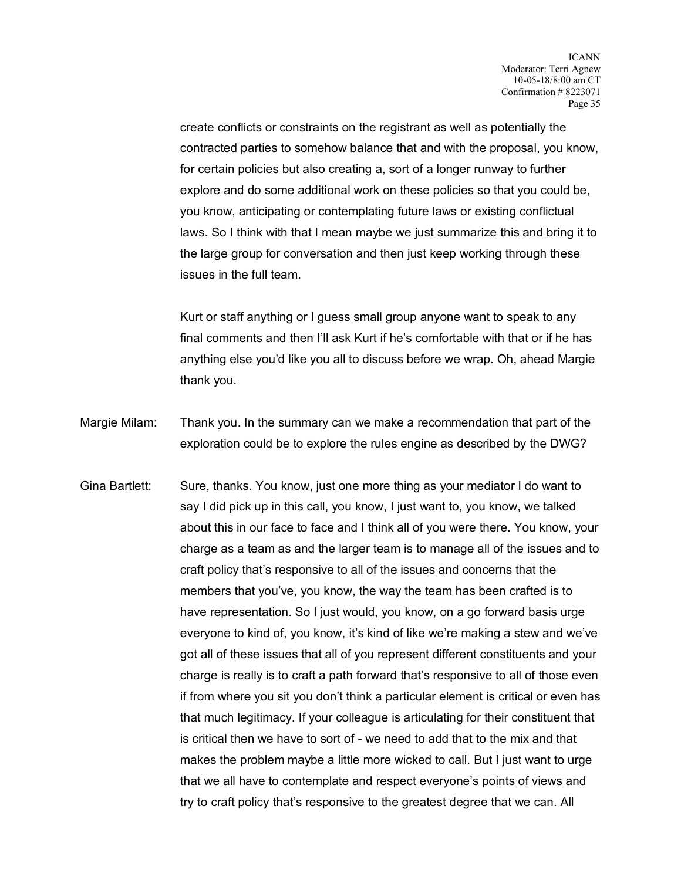create conflicts or constraints on the registrant as well as potentially the contracted parties to somehow balance that and with the proposal, you know, for certain policies but also creating a, sort of a longer runway to further explore and do some additional work on these policies so that you could be, you know, anticipating or contemplating future laws or existing conflictual laws. So I think with that I mean maybe we just summarize this and bring it to the large group for conversation and then just keep working through these issues in the full team.

Kurt or staff anything or I guess small group anyone want to speak to any final comments and then I'll ask Kurt if he's comfortable with that or if he has anything else you'd like you all to discuss before we wrap. Oh, ahead Margie thank you.

Margie Milam: Thank you. In the summary can we make a recommendation that part of the exploration could be to explore the rules engine as described by the DWG?

Gina Bartlett: Sure, thanks. You know, just one more thing as your mediator I do want to say I did pick up in this call, you know, I just want to, you know, we talked about this in our face to face and I think all of you were there. You know, your charge as a team as and the larger team is to manage all of the issues and to craft policy that's responsive to all of the issues and concerns that the members that you've, you know, the way the team has been crafted is to have representation. So I just would, you know, on a go forward basis urge everyone to kind of, you know, it's kind of like we're making a stew and we've got all of these issues that all of you represent different constituents and your charge is really is to craft a path forward that's responsive to all of those even if from where you sit you don't think a particular element is critical or even has that much legitimacy. If your colleague is articulating for their constituent that is critical then we have to sort of - we need to add that to the mix and that makes the problem maybe a little more wicked to call. But I just want to urge that we all have to contemplate and respect everyone's points of views and try to craft policy that's responsive to the greatest degree that we can. All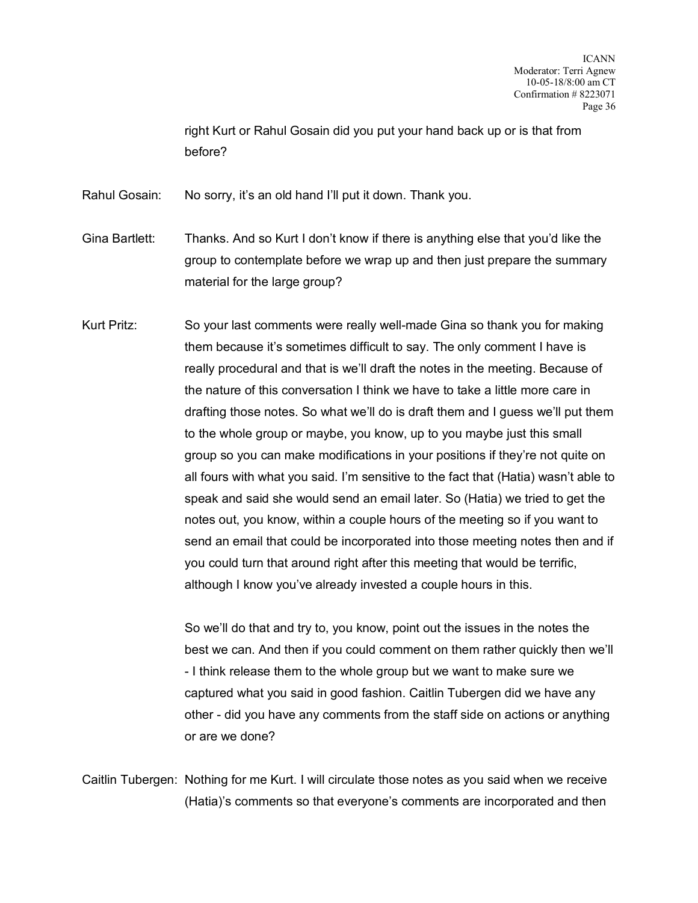right Kurt or Rahul Gosain did you put your hand back up or is that from before?

Rahul Gosain: No sorry, it's an old hand I'll put it down. Thank you.

Gina Bartlett: Thanks. And so Kurt I don't know if there is anything else that you'd like the group to contemplate before we wrap up and then just prepare the summary material for the large group?

Kurt Pritz: So your last comments were really well-made Gina so thank you for making them because it's sometimes difficult to say. The only comment I have is really procedural and that is we'll draft the notes in the meeting. Because of the nature of this conversation I think we have to take a little more care in drafting those notes. So what we'll do is draft them and I guess we'll put them to the whole group or maybe, you know, up to you maybe just this small group so you can make modifications in your positions if they're not quite on all fours with what you said. I'm sensitive to the fact that (Hatia) wasn't able to speak and said she would send an email later. So (Hatia) we tried to get the notes out, you know, within a couple hours of the meeting so if you want to send an email that could be incorporated into those meeting notes then and if you could turn that around right after this meeting that would be terrific, although I know you've already invested a couple hours in this.

So we'll do that and try to, you know, point out the issues in the notes the best we can. And then if you could comment on them rather quickly then we'll - I think release them to the whole group but we want to make sure we captured what you said in good fashion. Caitlin Tubergen did we have any other - did you have any comments from the staff side on actions or anything or are we done?

Caitlin Tubergen: Nothing for me Kurt. I will circulate those notes as you said when we receive (Hatia)'s comments so that everyone's comments are incorporated and then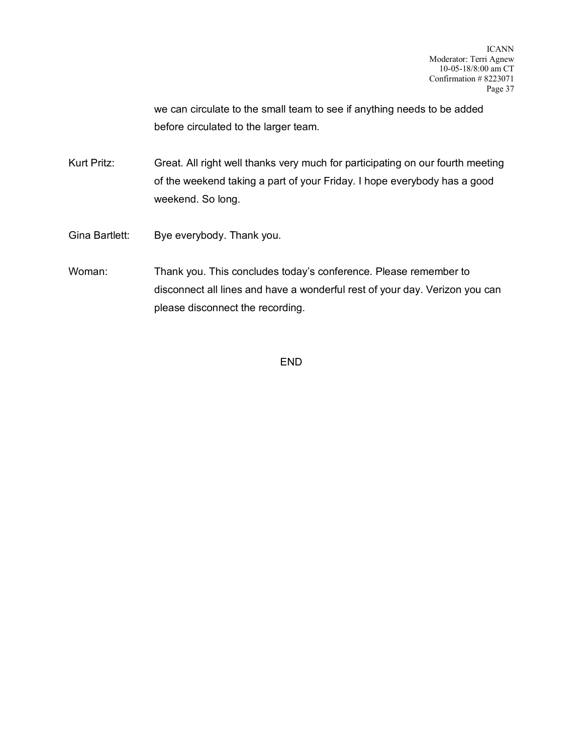we can circulate to the small team to see if anything needs to be added before circulated to the larger team.

Kurt Pritz: Great. All right well thanks very much for participating on our fourth meeting of the weekend taking a part of your Friday. I hope everybody has a good weekend. So long.

Gina Bartlett: Bye everybody. Thank you.

Woman: Thank you. This concludes today's conference. Please remember to disconnect all lines and have a wonderful rest of your day. Verizon you can please disconnect the recording.

END